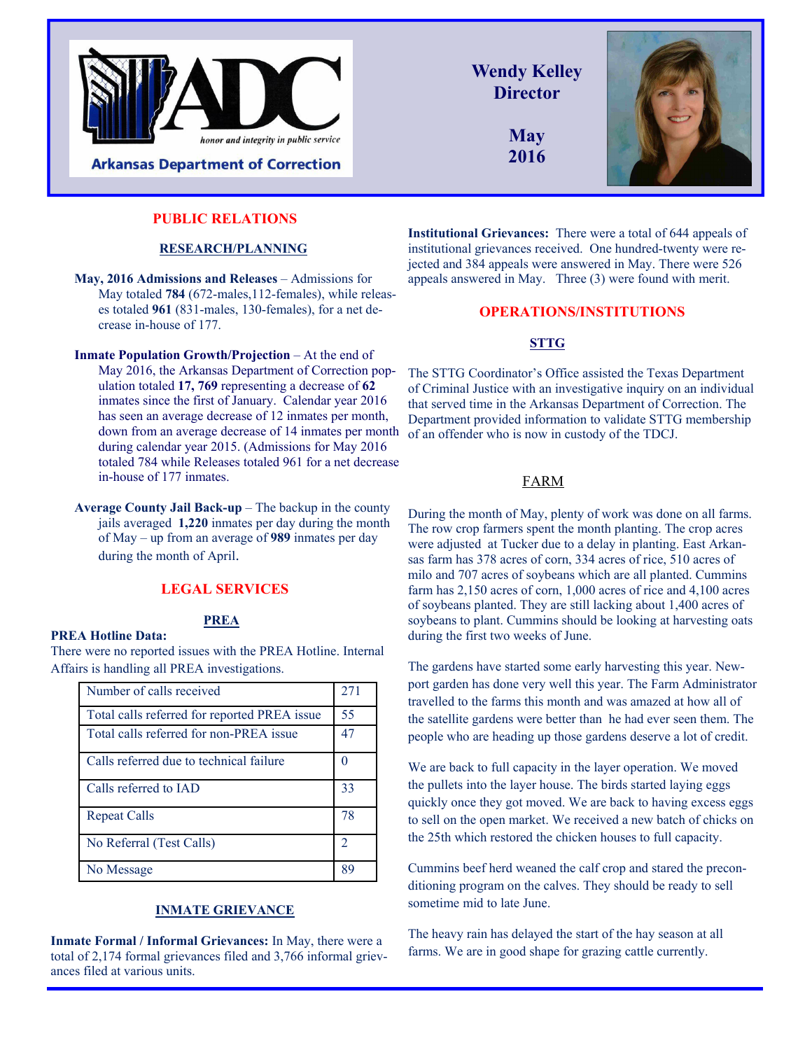Arkansas Department of Correction

*honor and integrity in public service*

**Wendy Kelley**
**Director**

**May**
**2016**

## PUBLIC RELATIONS

### RESEARCH/PLANNING

**May, 2016 Admissions and Releases** – Admissions for May totaled **784** (672-males,112-females), while releases totaled **961** (831-males, 130-females), for a net decrease in-house of 177.

**Inmate Population Growth/Projection** – At the end of May 2016, the Arkansas Department of Correction population totaled **17, 769** representing a decrease of **62** inmates since the first of January. Calendar year 2016 has seen an average decrease of 12 inmates per month, down from an average decrease of 14 inmates per month during calendar year 2015. (Admissions for May 2016 totaled 784 while Releases totaled 961 for a net decrease in-house of 177 inmates.

**Average County Jail Back-up** – The backup in the county jails averaged **1,220** inmates per day during the month of May – up from an average of **989** inmates per day during the month of April.

## LEGAL SERVICES

### PREA

**PREA Hotline Data:**
There were no reported issues with the PREA Hotline. Internal Affairs is handling all PREA investigations.

| Item | Count |
|---|---|
| Number of calls received | 271 |
| Total calls referred for reported PREA issue | 55 |
| Total calls referred for non-PREA issue | 47 |
| Calls referred due to technical failure | 0 |
| Calls referred to IAD | 33 |
| Repeat Calls | 78 |
| No Referral (Test Calls) | 2 |
| No Message | 89 |

### INMATE GRIEVANCE

**Inmate Formal / Informal Grievances:** In May, there were a total of 2,174 formal grievances filed and 3,766 informal grievances filed at various units.

**Institutional Grievances:** There were a total of 644 appeals of institutional grievances received. One hundred-twenty were rejected and 384 appeals were answered in May. There were 526 appeals answered in May. Three (3) were found with merit.

## OPERATIONS/INSTITUTIONS

### STTG

The STTG Coordinator's Office assisted the Texas Department of Criminal Justice with an investigative inquiry on an individual that served time in the Arkansas Department of Correction. The Department provided information to validate STTG membership of an offender who is now in custody of the TDCJ.

### FARM

During the month of May, plenty of work was done on all farms. The row crop farmers spent the month planting. The crop acres were adjusted at Tucker due to a delay in planting. East Arkansas farm has 378 acres of corn, 334 acres of rice, 510 acres of milo and 707 acres of soybeans which are all planted. Cummins farm has 2,150 acres of corn, 1,000 acres of rice and 4,100 acres of soybeans planted. They are still lacking about 1,400 acres of soybeans to plant. Cummins should be looking at harvesting oats during the first two weeks of June.

The gardens have started some early harvesting this year. Newport garden has done very well this year. The Farm Administrator travelled to the farms this month and was amazed at how all of the satellite gardens were better than he had ever seen them. The people who are heading up those gardens deserve a lot of credit.

We are back to full capacity in the layer operation. We moved the pullets into the layer house. The birds started laying eggs quickly once they got moved. We are back to having excess eggs to sell on the open market. We received a new batch of chicks on the 25th which restored the chicken houses to full capacity.

Cummins beef herd weaned the calf crop and stared the preconditioning program on the calves. They should be ready to sell sometime mid to late June.

The heavy rain has delayed the start of the hay season at all farms. We are in good shape for grazing cattle currently.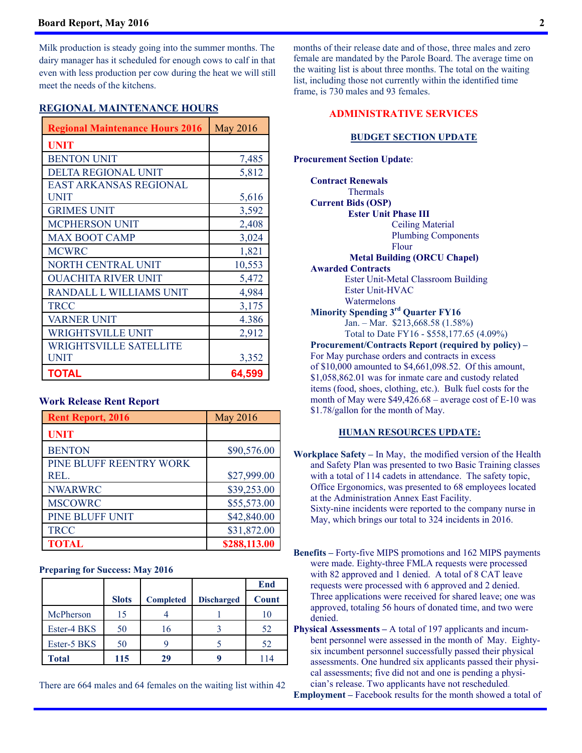Milk production is steady going into the summer months. The dairy manager has it scheduled for enough cows to calf in that even with less production per cow during the heat we will still meet the needs of the kitchens.

## REGIONAL MAINTENANCE HOURS

| Regional Maintenance Hours 2016 | May 2016 |
|---|---|
| **UNIT** | |
| BENTON UNIT | 7,485 |
| DELTA REGIONAL UNIT | 5,812 |
| EAST ARKANSAS REGIONAL UNIT | 5,616 |
| GRIMES UNIT | 3,592 |
| MCPHERSON UNIT | 2,408 |
| MAX BOOT CAMP | 3,024 |
| MCWRC | 1,821 |
| NORTH CENTRAL UNIT | 10,553 |
| OUACHITA RIVER UNIT | 5,472 |
| RANDALL L WILLIAMS UNIT | 4,984 |
| TRCC | 3,175 |
| VARNER UNIT | 4.386 |
| WRIGHTSVILLE UNIT | 2,912 |
| WRIGHTSVILLE SATELLITE UNIT | 3,352 |
| **TOTAL** | **64,599** |

**Work Release Rent Report**

| Rent Report, 2016 | May 2016 |
|---|---|
| **UNIT** | |
| BENTON | $90,576.00 |
| PINE BLUFF REENTRY WORK REL. | $27,999.00 |
| NWARWRC | $39,253.00 |
| MSCOWRC | $55,573.00 |
| PINE BLUFF UNIT | $42,840.00 |
| TRCC | $31,872.00 |
| **TOTAL** | **$288,113.00** |

**Preparing for Success: May 2016**

| | Slots | Completed | Discharged | End Count |
|---|---|---|---|---|
| McPherson | 15 | 4 | 1 | 10 |
| Ester-4 BKS | 50 | 16 | 3 | 52 |
| Ester-5 BKS | 50 | 9 | 5 | 52 |
| **Total** | **115** | **29** | **9** | 114 |

There are 664 males and 64 females on the waiting list within 42 months of their release date and of those, three males and zero female are mandated by the Parole Board. The average time on the waiting list is about three months. The total on the waiting list, including those not currently within the identified time frame, is 730 males and 93 females.

## ADMINISTRATIVE SERVICES

### BUDGET SECTION UPDATE

**Procurement Section Update**:

**Contract Renewals**
- Thermals

**Current Bids (OSP)**
- **Ester Unit Phase III**
  - Ceiling Material
  - Plumbing Components
  - Flour
- **Metal Building (ORCU Chapel)**

**Awarded Contracts**
- Ester Unit-Metal Classroom Building
- Ester Unit-HVAC
- Watermelons

**Minority Spending 3rd Quarter FY16**
- Jan. – Mar. $213,668.58 (1.58%)
- Total to Date FY16 - $558,177.65 (4.09%)

**Procurement/Contracts Report (required by policy) –** For May purchase orders and contracts in excess of $10,000 amounted to $4,661,098.52. Of this amount, $1,058,862.01 was for inmate care and custody related items (food, shoes, clothing, etc.). Bulk fuel costs for the month of May were $49,426.68 – average cost of E-10 was $1.78/gallon for the month of May.

### HUMAN RESOURCES UPDATE:

**Workplace Safety –** In May, the modified version of the Health and Safety Plan was presented to two Basic Training classes with a total of 114 cadets in attendance. The safety topic, Office Ergonomics, was presented to 68 employees located at the Administration Annex East Facility. Sixty-nine incidents were reported to the company nurse in May, which brings our total to 324 incidents in 2016.

**Benefits –** Forty-five MIPS promotions and 162 MIPS payments were made. Eighty-three FMLA requests were processed with 82 approved and 1 denied. A total of 8 CAT leave requests were processed with 6 approved and 2 denied. Three applications were received for shared leave; one was approved, totaling 56 hours of donated time, and two were denied.

**Physical Assessments –** A total of 197 applicants and incumbent personnel were assessed in the month of May. Eighty-six incumbent personnel successfully passed their physical assessments. One hundred six applicants passed their physical assessments; five did not and one is pending a physician's release. Two applicants have not rescheduled.

**Employment –** Facebook results for the month showed a total of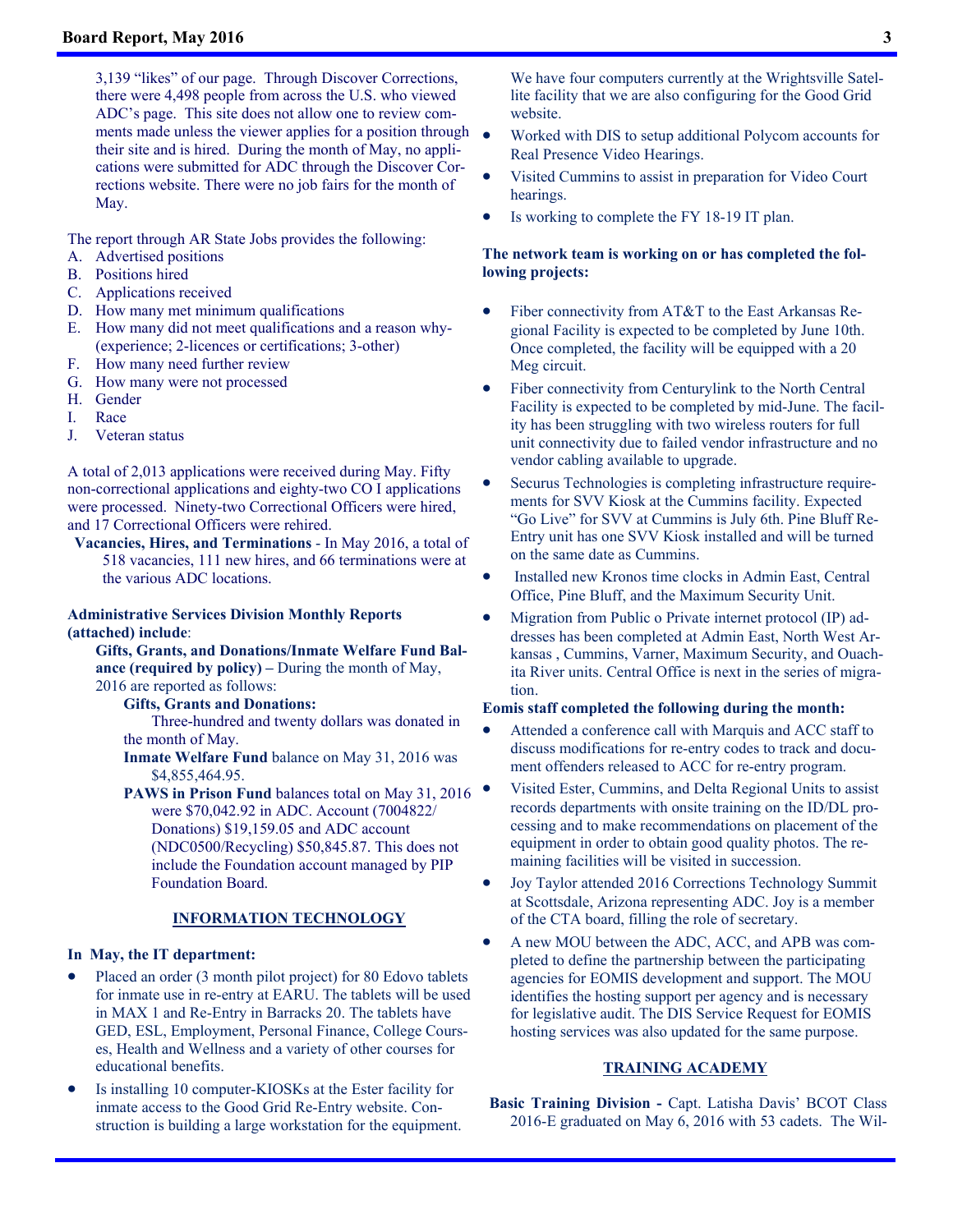3,139 "likes" of our page. Through Discover Corrections, there were 4,498 people from across the U.S. who viewed ADC's page. This site does not allow one to review comments made unless the viewer applies for a position through their site and is hired. During the month of May, no applications were submitted for ADC through the Discover Corrections website. There were no job fairs for the month of May.

The report through AR State Jobs provides the following:

A. Advertised positions
B. Positions hired
C. Applications received
D. How many met minimum qualifications
E. How many did not meet qualifications and a reason why-(experience; 2-licences or certifications; 3-other)
F. How many need further review
G. How many were not processed
H. Gender
I. Race
J. Veteran status

A total of 2,013 applications were received during May. Fifty non-correctional applications and eighty-two CO I applications were processed. Ninety-two Correctional Officers were hired, and 17 Correctional Officers were rehired.

**Vacancies, Hires, and Terminations** - In May 2016, a total of 518 vacancies, 111 new hires, and 66 terminations were at the various ADC locations.

**Administrative Services Division Monthly Reports (attached) include**:

**Gifts, Grants, and Donations/Inmate Welfare Fund Balance (required by policy) –** During the month of May, 2016 are reported as follows:

**Gifts, Grants and Donations:**

Three-hundred and twenty dollars was donated in the month of May.

**Inmate Welfare Fund** balance on May 31, 2016 was $4,855,464.95.

**PAWS in Prison Fund** balances total on May 31, 2016 were $70,042.92 in ADC. Account (7004822/Donations) $19,159.05 and ADC account (NDC0500/Recycling) $50,845.87. This does not include the Foundation account managed by PIP Foundation Board.

## INFORMATION TECHNOLOGY

**In May, the IT department:**

- Placed an order (3 month pilot project) for 80 Edovo tablets for inmate use in re-entry at EARU. The tablets will be used in MAX 1 and Re-Entry in Barracks 20. The tablets have GED, ESL, Employment, Personal Finance, College Courses, Health and Wellness and a variety of other courses for educational benefits.
- Is installing 10 computer-KIOSKs at the Ester facility for inmate access to the Good Grid Re-Entry website. Construction is building a large workstation for the equipment. We have four computers currently at the Wrightsville Satellite facility that we are also configuring for the Good Grid website.
- Worked with DIS to setup additional Polycom accounts for Real Presence Video Hearings.
- Visited Cummins to assist in preparation for Video Court hearings.
- Is working to complete the FY 18-19 IT plan.

**The network team is working on or has completed the following projects:**

- Fiber connectivity from AT&T to the East Arkansas Regional Facility is expected to be completed by June 10th. Once completed, the facility will be equipped with a 20 Meg circuit.
- Fiber connectivity from Centurylink to the North Central Facility is expected to be completed by mid-June. The facility has been struggling with two wireless routers for full unit connectivity due to failed vendor infrastructure and no vendor cabling available to upgrade.
- Securus Technologies is completing infrastructure requirements for SVV Kiosk at the Cummins facility. Expected "Go Live" for SVV at Cummins is July 6th. Pine Bluff Re-Entry unit has one SVV Kiosk installed and will be turned on the same date as Cummins.
- Installed new Kronos time clocks in Admin East, Central Office, Pine Bluff, and the Maximum Security Unit.
- Migration from Public o Private internet protocol (IP) addresses has been completed at Admin East, North West Arkansas , Cummins, Varner, Maximum Security, and Ouachita River units. Central Office is next in the series of migration.

**Eomis staff completed the following during the month:**

- Attended a conference call with Marquis and ACC staff to discuss modifications for re-entry codes to track and document offenders released to ACC for re-entry program.
- Visited Ester, Cummins, and Delta Regional Units to assist records departments with onsite training on the ID/DL processing and to make recommendations on placement of the equipment in order to obtain good quality photos. The remaining facilities will be visited in succession.
- Joy Taylor attended 2016 Corrections Technology Summit at Scottsdale, Arizona representing ADC. Joy is a member of the CTA board, filling the role of secretary.
- A new MOU between the ADC, ACC, and APB was completed to define the partnership between the participating agencies for EOMIS development and support. The MOU identifies the hosting support per agency and is necessary for legislative audit. The DIS Service Request for EOMIS hosting services was also updated for the same purpose.

## TRAINING ACADEMY

**Basic Training Division -** Capt. Latisha Davis' BCOT Class 2016-E graduated on May 6, 2016 with 53 cadets. The Wil-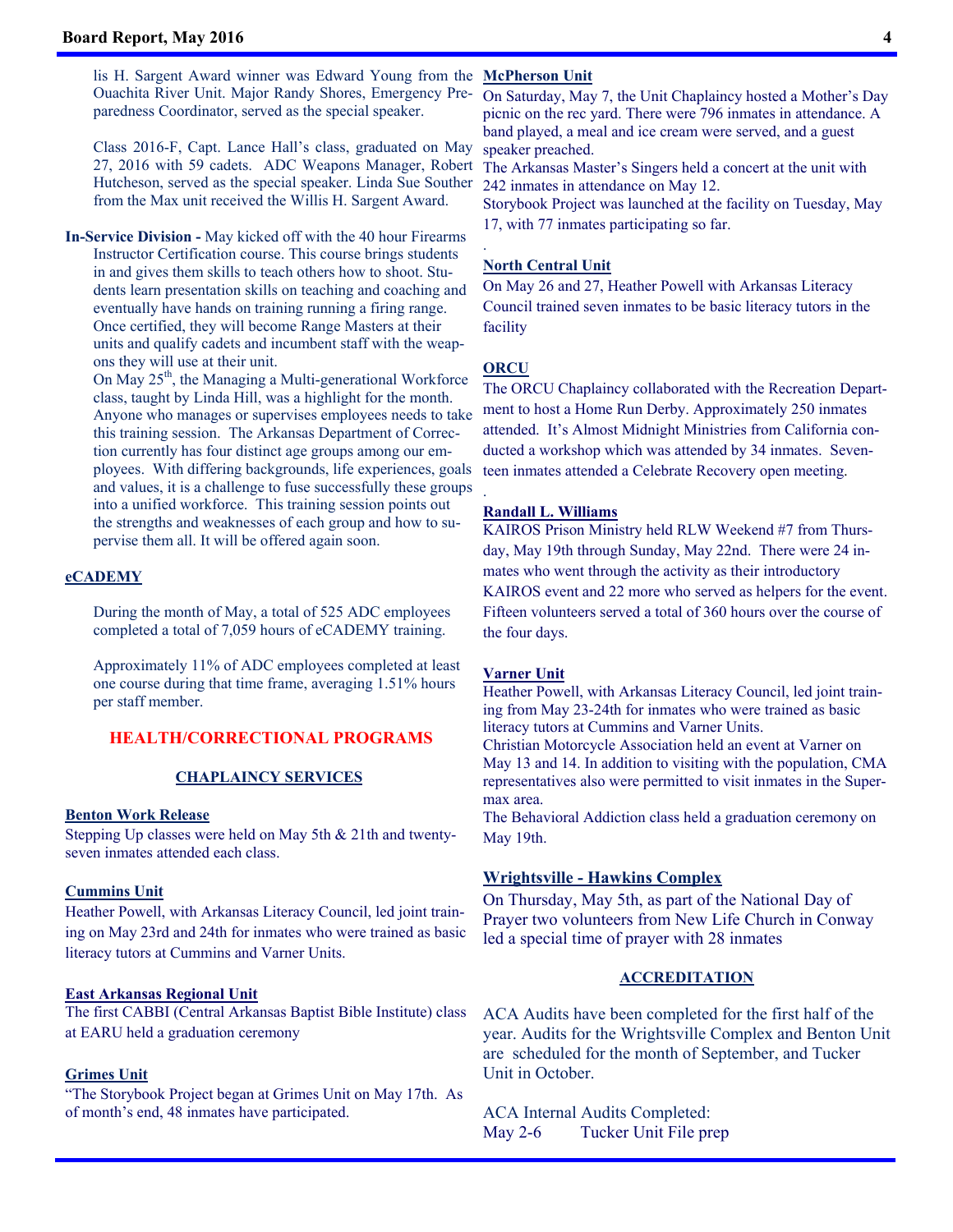lis H. Sargent Award winner was Edward Young from the Ouachita River Unit. Major Randy Shores, Emergency Preparedness Coordinator, served as the special speaker.

Class 2016-F, Capt. Lance Hall's class, graduated on May 27, 2016 with 59 cadets. ADC Weapons Manager, Robert Hutcheson, served as the special speaker. Linda Sue Souther from the Max unit received the Willis H. Sargent Award.

**In-Service Division -** May kicked off with the 40 hour Firearms Instructor Certification course. This course brings students in and gives them skills to teach others how to shoot. Students learn presentation skills on teaching and coaching and eventually have hands on training running a firing range. Once certified, they will become Range Masters at their units and qualify cadets and incumbent staff with the weapons they will use at their unit.

On May 25th, the Managing a Multi-generational Workforce class, taught by Linda Hill, was a highlight for the month. Anyone who manages or supervises employees needs to take this training session. The Arkansas Department of Correction currently has four distinct age groups among our employees. With differing backgrounds, life experiences, goals and values, it is a challenge to fuse successfully these groups into a unified workforce. This training session points out the strengths and weaknesses of each group and how to supervise them all. It will be offered again soon.

**eCADEMY**

During the month of May, a total of 525 ADC employees completed a total of 7,059 hours of eCADEMY training.

Approximately 11% of ADC employees completed at least one course during that time frame, averaging 1.51% hours per staff member.

## HEALTH/CORRECTIONAL PROGRAMS

### CHAPLAINCY SERVICES

**Benton Work Release**

Stepping Up classes were held on May 5th & 21th and twenty-seven inmates attended each class.

**Cummins Unit**

Heather Powell, with Arkansas Literacy Council, led joint training on May 23rd and 24th for inmates who were trained as basic literacy tutors at Cummins and Varner Units.

**East Arkansas Regional Unit**

The first CABBI (Central Arkansas Baptist Bible Institute) class at EARU held a graduation ceremony

**Grimes Unit**

"The Storybook Project began at Grimes Unit on May 17th. As of month's end, 48 inmates have participated.

**McPherson Unit**

On Saturday, May 7, the Unit Chaplaincy hosted a Mother's Day picnic on the rec yard. There were 796 inmates in attendance. A band played, a meal and ice cream were served, and a guest speaker preached.

The Arkansas Master's Singers held a concert at the unit with 242 inmates in attendance on May 12.

Storybook Project was launched at the facility on Tuesday, May 17, with 77 inmates participating so far.

**North Central Unit**

On May 26 and 27, Heather Powell with Arkansas Literacy Council trained seven inmates to be basic literacy tutors in the facility

**ORCU**

The ORCU Chaplaincy collaborated with the Recreation Department to host a Home Run Derby. Approximately 250 inmates attended. It's Almost Midnight Ministries from California conducted a workshop which was attended by 34 inmates. Seventeen inmates attended a Celebrate Recovery open meeting.

**Randall L. Williams**

KAIROS Prison Ministry held RLW Weekend #7 from Thursday, May 19th through Sunday, May 22nd. There were 24 inmates who went through the activity as their introductory KAIROS event and 22 more who served as helpers for the event. Fifteen volunteers served a total of 360 hours over the course of the four days.

**Varner Unit**

Heather Powell, with Arkansas Literacy Council, led joint training from May 23-24th for inmates who were trained as basic literacy tutors at Cummins and Varner Units.

Christian Motorcycle Association held an event at Varner on May 13 and 14. In addition to visiting with the population, CMA representatives also were permitted to visit inmates in the Supermax area.

The Behavioral Addiction class held a graduation ceremony on May 19th.

**Wrightsville - Hawkins Complex**

On Thursday, May 5th, as part of the National Day of Prayer two volunteers from New Life Church in Conway led a special time of prayer with 28 inmates

### ACCREDITATION

ACA Audits have been completed for the first half of the year. Audits for the Wrightsville Complex and Benton Unit are scheduled for the month of September, and Tucker Unit in October.

ACA Internal Audits Completed:

May 2-6 Tucker Unit File prep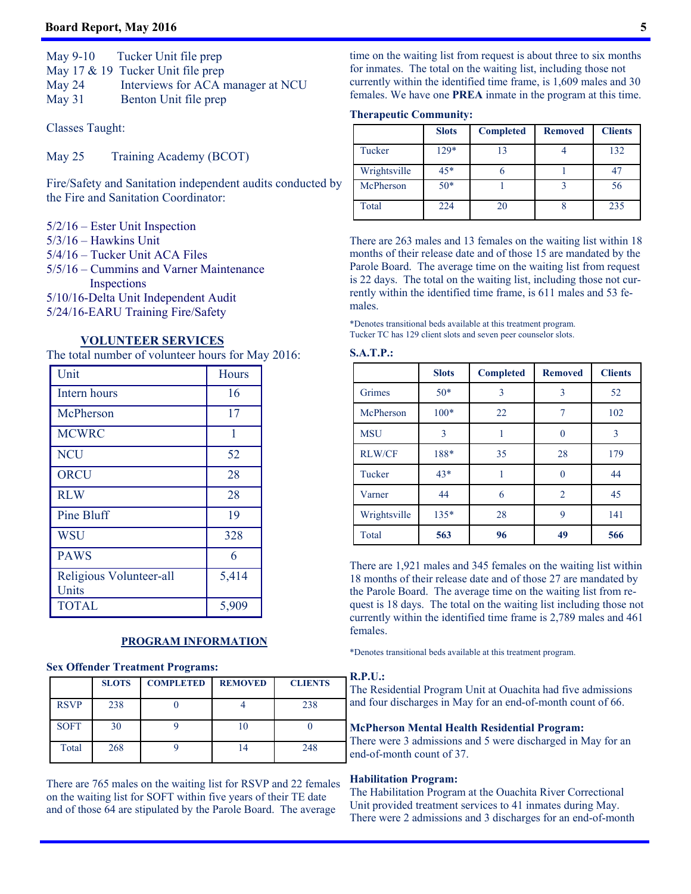May 9-10 Tucker Unit file prep
May 17 & 19 Tucker Unit file prep
May 24 Interviews for ACA manager at NCU
May 31 Benton Unit file prep

Classes Taught:

May 25 Training Academy (BCOT)

Fire/Safety and Sanitation independent audits conducted by the Fire and Sanitation Coordinator:

5/2/16 – Ester Unit Inspection
5/3/16 – Hawkins Unit
5/4/16 – Tucker Unit ACA Files
5/5/16 – Cummins and Varner Maintenance Inspections
5/10/16-Delta Unit Independent Audit
5/24/16-EARU Training Fire/Safety

## VOLUNTEER SERVICES

The total number of volunteer hours for May 2016:

| Unit | Hours |
|---|---|
| Intern hours | 16 |
| McPherson | 17 |
| MCWRC | 1 |
| NCU | 52 |
| ORCU | 28 |
| RLW | 28 |
| Pine Bluff | 19 |
| WSU | 328 |
| PAWS | 6 |
| Religious Volunteer-all Units | 5,414 |
| TOTAL | 5,909 |

## PROGRAM INFORMATION

**Sex Offender Treatment Programs:**

| | SLOTS | COMPLETED | REMOVED | CLIENTS |
|---|---|---|---|---|
| RSVP | 238 | 0 | 4 | 238 |
| SOFT | 30 | 9 | 10 | 0 |
| Total | 268 | 9 | 14 | 248 |

There are 765 males on the waiting list for RSVP and 22 females on the waiting list for SOFT within five years of their TE date and of those 64 are stipulated by the Parole Board. The average time on the waiting list from request is about three to six months for inmates. The total on the waiting list, including those not currently within the identified time frame, is 1,609 males and 30 females. We have one **PREA** inmate in the program at this time.

**Therapeutic Community:**

| | Slots | Completed | Removed | Clients |
|---|---|---|---|---|
| Tucker | 129* | 13 | 4 | 132 |
| Wrightsville | 45* | 6 | 1 | 47 |
| McPherson | 50* | 1 | 3 | 56 |
| Total | 224 | 20 | 8 | 235 |

There are 263 males and 13 females on the waiting list within 18 months of their release date and of those 15 are mandated by the Parole Board. The average time on the waiting list from request is 22 days. The total on the waiting list, including those not currently within the identified time frame, is 611 males and 53 females.

*Denotes transitional beds available at this treatment program.
Tucker TC has 129 client slots and seven peer counselor slots.

**S.A.T.P.:**

| | Slots | Completed | Removed | Clients |
|---|---|---|---|---|
| Grimes | 50* | 3 | 3 | 52 |
| McPherson | 100* | 22 | 7 | 102 |
| MSU | 3 | 1 | 0 | 3 |
| RLW/CF | 188* | 35 | 28 | 179 |
| Tucker | 43* | 1 | 0 | 44 |
| Varner | 44 | 6 | 2 | 45 |
| Wrightsville | 135* | 28 | 9 | 141 |
| Total | **563** | **96** | **49** | **566** |

There are 1,921 males and 345 females on the waiting list within 18 months of their release date and of those 27 are mandated by the Parole Board. The average time on the waiting list from request is 18 days. The total on the waiting list including those not currently within the identified time frame is 2,789 males and 461 females.

*Denotes transitional beds available at this treatment program.

**R.P.U.:**
The Residential Program Unit at Ouachita had five admissions and four discharges in May for an end-of-month count of 66.

**McPherson Mental Health Residential Program:**
There were 3 admissions and 5 were discharged in May for an end-of-month count of 37.

**Habilitation Program:**
The Habilitation Program at the Ouachita River Correctional Unit provided treatment services to 41 inmates during May. There were 2 admissions and 3 discharges for an end-of-month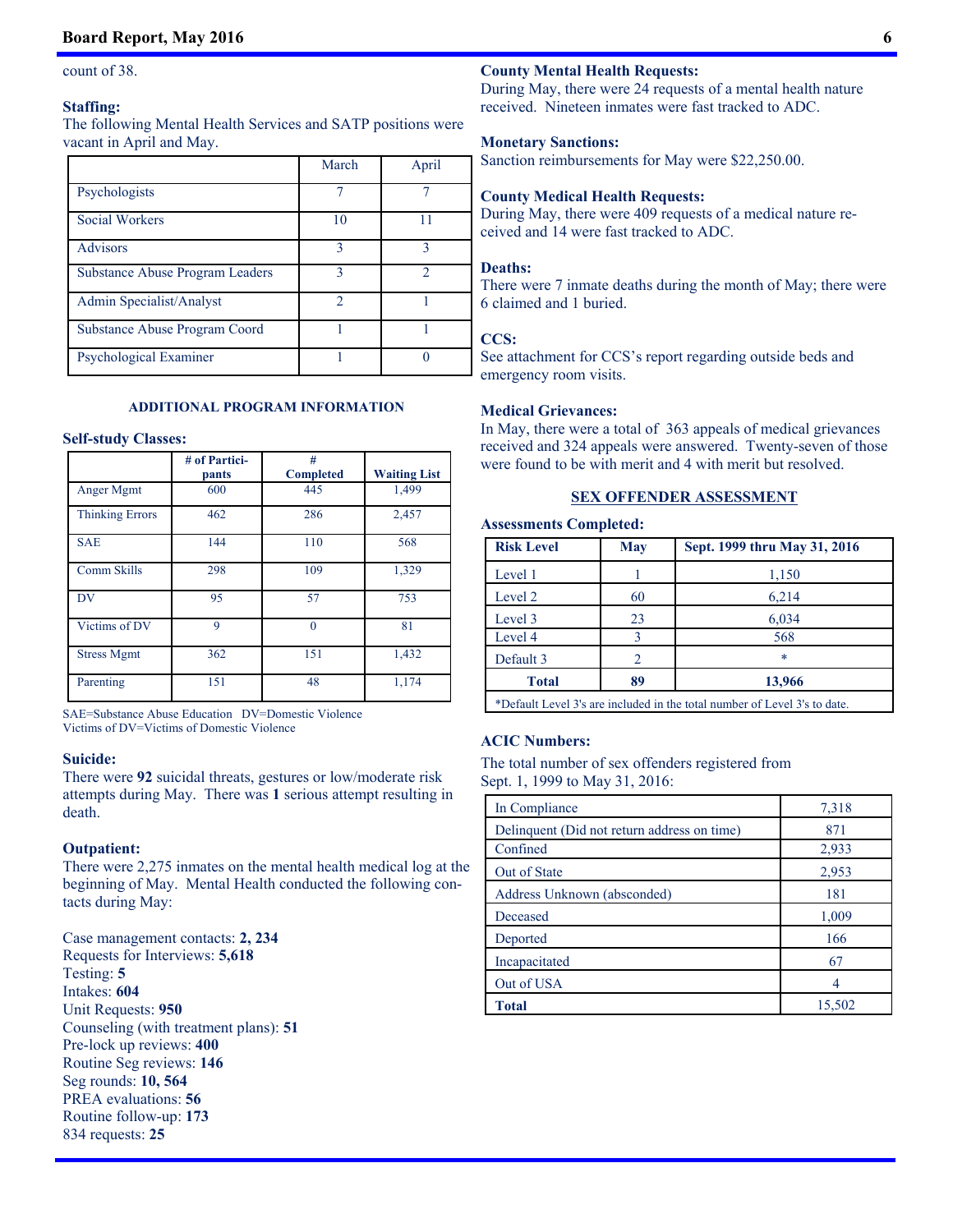count of 38.

**Staffing:**
The following Mental Health Services and SATP positions were vacant in April and May.

| | March | April |
|---|---|---|
| Psychologists | 7 | 7 |
| Social Workers | 10 | 11 |
| Advisors | 3 | 3 |
| Substance Abuse Program Leaders | 3 | 2 |
| Admin Specialist/Analyst | 2 | 1 |
| Substance Abuse Program Coord | 1 | 1 |
| Psychological Examiner | 1 | 0 |

### ADDITIONAL PROGRAM INFORMATION

**Self-study Classes:**

| | # of Participants | # Completed | Waiting List |
|---|---|---|---|
| Anger Mgmt | 600 | 445 | 1,499 |
| Thinking Errors | 462 | 286 | 2,457 |
| SAE | 144 | 110 | 568 |
| Comm Skills | 298 | 109 | 1,329 |
| DV | 95 | 57 | 753 |
| Victims of DV | 9 | 0 | 81 |
| Stress Mgmt | 362 | 151 | 1,432 |
| Parenting | 151 | 48 | 1,174 |

SAE=Substance Abuse Education DV=Domestic Violence
Victims of DV=Victims of Domestic Violence

**Suicide:**
There were **92** suicidal threats, gestures or low/moderate risk attempts during May. There was **1** serious attempt resulting in death.

**Outpatient:**
There were 2,275 inmates on the mental health medical log at the beginning of May. Mental Health conducted the following contacts during May:

Case management contacts: **2, 234**
Requests for Interviews: **5,618**
Testing: **5**
Intakes: **604**
Unit Requests: **950**
Counseling (with treatment plans): **51**
Pre-lock up reviews: **400**
Routine Seg reviews: **146**
Seg rounds: **10, 564**
PREA evaluations: **56**
Routine follow-up: **173**
834 requests: **25**

**County Mental Health Requests:**
During May, there were 24 requests of a mental health nature received. Nineteen inmates were fast tracked to ADC.

**Monetary Sanctions:**
Sanction reimbursements for May were $22,250.00.

**County Medical Health Requests:**
During May, there were 409 requests of a medical nature received and 14 were fast tracked to ADC.

**Deaths:**
There were 7 inmate deaths during the month of May; there were 6 claimed and 1 buried.

**CCS:**
See attachment for CCS's report regarding outside beds and emergency room visits.

**Medical Grievances:**
In May, there were a total of 363 appeals of medical grievances received and 324 appeals were answered. Twenty-seven of those were found to be with merit and 4 with merit but resolved.

### SEX OFFENDER ASSESSMENT

**Assessments Completed:**

| Risk Level | May | Sept. 1999 thru May 31, 2016 |
|---|---|---|
| Level 1 | 1 | 1,150 |
| Level 2 | 60 | 6,214 |
| Level 3 | 23 | 6,034 |
| Level 4 | 3 | 568 |
| Default 3 | 2 | * |
| **Total** | **89** | **13,966** |

*Default Level 3's are included in the total number of Level 3's to date.

**ACIC Numbers:**

The total number of sex offenders registered from Sept. 1, 1999 to May 31, 2016:

| | |
|---|---|
| In Compliance | 7,318 |
| Delinquent (Did not return address on time) | 871 |
| Confined | 2,933 |
| Out of State | 2,953 |
| Address Unknown (absconded) | 181 |
| Deceased | 1,009 |
| Deported | 166 |
| Incapacitated | 67 |
| Out of USA | 4 |
| **Total** | 15,502 |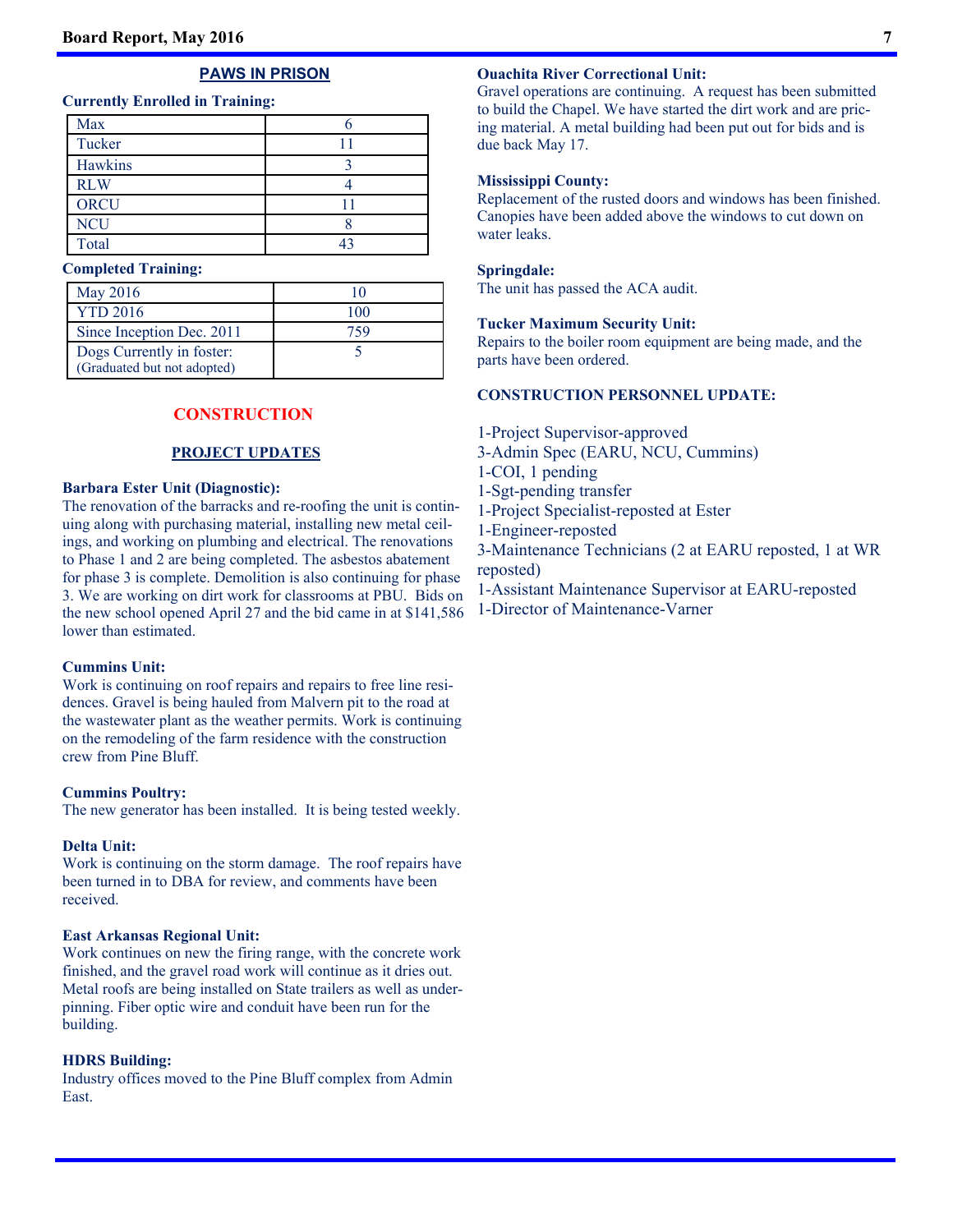## PAWS IN PRISON

**Currently Enrolled in Training:**

| | |
|---|---|
| Max | 6 |
| Tucker | 11 |
| Hawkins | 3 |
| RLW | 4 |
| ORCU | 11 |
| NCU | 8 |
| Total | 43 |

**Completed Training:**

| | |
|---|---|
| May 2016 | 10 |
| YTD 2016 | 100 |
| Since Inception Dec. 2011 | 759 |
| Dogs Currently in foster: (Graduated but not adopted) | 5 |

# CONSTRUCTION

## PROJECT UPDATES

**Barbara Ester Unit (Diagnostic):**
The renovation of the barracks and re-roofing the unit is continuing along with purchasing material, installing new metal ceilings, and working on plumbing and electrical. The renovations to Phase 1 and 2 are being completed. The asbestos abatement for phase 3 is complete. Demolition is also continuing for phase 3. We are working on dirt work for classrooms at PBU. Bids on the new school opened April 27 and the bid came in at $141,586 lower than estimated.

**Cummins Unit:**
Work is continuing on roof repairs and repairs to free line residences. Gravel is being hauled from Malvern pit to the road at the wastewater plant as the weather permits. Work is continuing on the remodeling of the farm residence with the construction crew from Pine Bluff.

**Cummins Poultry:**
The new generator has been installed. It is being tested weekly.

**Delta Unit:**
Work is continuing on the storm damage. The roof repairs have been turned in to DBA for review, and comments have been received.

**East Arkansas Regional Unit:**
Work continues on new the firing range, with the concrete work finished, and the gravel road work will continue as it dries out. Metal roofs are being installed on State trailers as well as underpinning. Fiber optic wire and conduit have been run for the building.

**HDRS Building:**
Industry offices moved to the Pine Bluff complex from Admin East.

**Ouachita River Correctional Unit:**
Gravel operations are continuing. A request has been submitted to build the Chapel. We have started the dirt work and are pricing material. A metal building had been put out for bids and is due back May 17.

**Mississippi County:**
Replacement of the rusted doors and windows has been finished. Canopies have been added above the windows to cut down on water leaks.

**Springdale:**
The unit has passed the ACA audit.

**Tucker Maximum Security Unit:**
Repairs to the boiler room equipment are being made, and the parts have been ordered.

**CONSTRUCTION PERSONNEL UPDATE:**

1-Project Supervisor-approved
3-Admin Spec (EARU, NCU, Cummins)
1-COI, 1 pending
1-Sgt-pending transfer
1-Project Specialist-reposted at Ester
1-Engineer-reposted
3-Maintenance Technicians (2 at EARU reposted, 1 at WR reposted)
1-Assistant Maintenance Supervisor at EARU-reposted
1-Director of Maintenance-Varner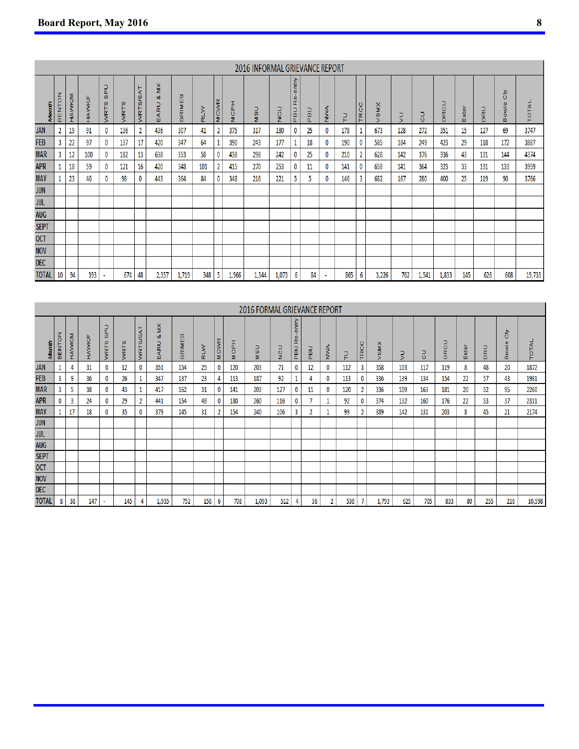## 2016 INFORMAL GRIEVANCE REPORT

| Month | BENTON | HAWK/M | HAWK/F | WRTS SPU | WRTS | WRTS/SAT | EARU & MX | GRIMES | RLW | MCWR | MCPH | MSU | NCU | PBU Re-entry | PBU | NWA | TU | TRCC | VSMX | VU | CU | ORCU | Ester | DRU | Bowie Cty | TOTAL |
|---|---|---|---|---|---|---|---|---|---|---|---|---|---|---|---|---|---|---|---|---|---|---|---|---|---|---|
| JAN | 2 | 19 | 91 | 0 | 136 | 2 | 436 | 307 | 41 | 2 | 375 | 317 | 180 | 0 | 25 | 0 | 178 | 1 | 673 | 128 | 272 | 351 | 15 | 127 | 69 | 3747 |
| FEB | 3 | 22 | 97 | 0 | 137 | 17 | 420 | 347 | 64 | 1 | 390 | 243 | 177 | 1 | 18 | 0 | 190 | 0 | 585 | 184 | 249 | 423 | 29 | 118 | 172 | 3887 |
| MAR | 3 | 12 | 100 | 0 | 182 | 13 | 638 | 353 | 58 | 0 | 438 | 298 | 242 | 0 | 25 | 0 | 210 | 2 | 628 | 142 | 376 | 336 | 43 | 131 | 144 | 4374 |
| APR | 1 | 18 | 59 | 0 | 121 | 16 | 420 | 348 | 101 | 2 | 415 | 270 | 253 | 0 | 11 | 0 | 141 | 0 | 658 | 141 | 364 | 323 | 33 | 131 | 133 | 3959 |
| MAY | 1 | 23 | 46 | 0 | 98 | 0 | 443 | 364 | 84 | 0 | 348 | 216 | 221 | 5 | 5 | 0 | 146 | 3 | 682 | 167 | 280 | 400 | 25 | 119 | 90 | 3766 |
| JUN | | | | | | | | | | | | | | | | | | | | | | | | | | |
| JUL | | | | | | | | | | | | | | | | | | | | | | | | | | |
| AUG | | | | | | | | | | | | | | | | | | | | | | | | | | |
| SEPT | | | | | | | | | | | | | | | | | | | | | | | | | | |
| OCT | | | | | | | | | | | | | | | | | | | | | | | | | | |
| NOV | | | | | | | | | | | | | | | | | | | | | | | | | | |
| DEC | | | | | | | | | | | | | | | | | | | | | | | | | | |
| TOTAL | 10 | 94 | 393 | - | 674 | 48 | 2,357 | 1,719 | 348 | 5 | 1,966 | 1,344 | 1,073 | 6 | 84 | - | 865 | 6 | 3,226 | 762 | 1,541 | 1,833 | 145 | 626 | 608 | 19,733 |

## 2016 FORMAL GRIEVANCE REPORT

| Month | BENTON | HAWK/M | HAWK/F | WRTS SPU | WRTS | WRTS/SAT | EARU & MX | GRIMES | RLW | MCWR | MCPH | MSU | NCU | PBU Re-entry | PBU | NWA | TU | TRCC | VSMX | VU | CU | ORCU | Ester | DRU | Bowie Cty | TOTAL |
|---|---|---|---|---|---|---|---|---|---|---|---|---|---|---|---|---|---|---|---|---|---|---|---|---|---|---|
| JAN | 1 | 4 | 31 | 0 | 12 | 0 | 351 | 154 | 25 | 0 | 120 | 203 | 71 | 0 | 12 | 0 | 112 | 3 | 358 | 103 | 117 | 119 | 8 | 48 | 20 | 1872 |
| FEB | 3 | 9 | 36 | 0 | 26 | 1 | 347 | 137 | 23 | 4 | 113 | 187 | 92 | 1 | 4 | 0 | 113 | 0 | 336 | 139 | 134 | 154 | 22 | 57 | 43 | 1981 |
| MAR | 3 | 5 | 38 | 0 | 43 | 1 | 417 | 162 | 31 | 0 | 141 | 203 | 127 | 0 | 11 | 0 | 120 | 2 | 336 | 109 | 163 | 181 | 20 | 52 | 95 | 2260 |
| APR | 0 | 3 | 24 | 0 | 29 | 2 | 441 | 154 | 48 | 0 | 180 | 260 | 116 | 0 | 7 | 1 | 92 | 0 | 374 | 132 | 160 | 176 | 22 | 53 | 37 | 2311 |
| MAY | 1 | 17 | 18 | 0 | 35 | 0 | 379 | 145 | 31 | 2 | 154 | 240 | 106 | 3 | 2 | 1 | 99 | 2 | 389 | 142 | 131 | 203 | 8 | 45 | 21 | 2174 |
| JUN | | | | | | | | | | | | | | | | | | | | | | | | | | |
| JUL | | | | | | | | | | | | | | | | | | | | | | | | | | |
| AUG | | | | | | | | | | | | | | | | | | | | | | | | | | |
| SEPT | | | | | | | | | | | | | | | | | | | | | | | | | | |
| OCT | | | | | | | | | | | | | | | | | | | | | | | | | | |
| NOV | | | | | | | | | | | | | | | | | | | | | | | | | | |
| DEC | | | | | | | | | | | | | | | | | | | | | | | | | | |
| TOTAL | 8 | 38 | 147 | - | 145 | 4 | 1,935 | 752 | 158 | 6 | 708 | 1,093 | 512 | 4 | 36 | 2 | 536 | 7 | 1,793 | 625 | 705 | 833 | 80 | 255 | 216 | 10,598 |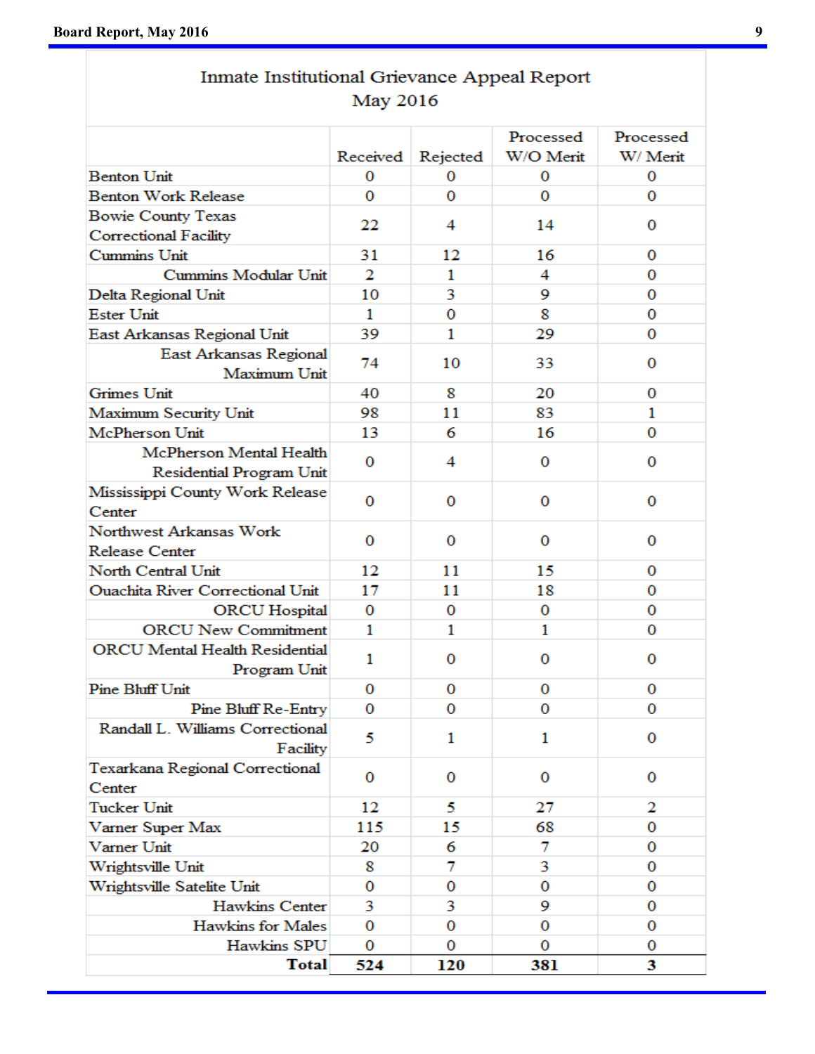## Inmate Institutional Grievance Appeal Report
### May 2016

| | Received | Rejected | Processed W/O Merit | Processed W/ Merit |
|---|---|---|---|---|
| Benton Unit | 0 | 0 | 0 | 0 |
| Benton Work Release | 0 | 0 | 0 | 0 |
| Bowie County Texas Correctional Facility | 22 | 4 | 14 | 0 |
| Cummins Unit | 31 | 12 | 16 | 0 |
| Cummins Modular Unit | 2 | 1 | 4 | 0 |
| Delta Regional Unit | 10 | 3 | 9 | 0 |
| Ester Unit | 1 | 0 | 8 | 0 |
| East Arkansas Regional Unit | 39 | 1 | 29 | 0 |
| East Arkansas Regional Maximum Unit | 74 | 10 | 33 | 0 |
| Grimes Unit | 40 | 8 | 20 | 0 |
| Maximum Security Unit | 98 | 11 | 83 | 1 |
| McPherson Unit | 13 | 6 | 16 | 0 |
| McPherson Mental Health Residential Program Unit | 0 | 4 | 0 | 0 |
| Mississippi County Work Release Center | 0 | 0 | 0 | 0 |
| Northwest Arkansas Work Release Center | 0 | 0 | 0 | 0 |
| North Central Unit | 12 | 11 | 15 | 0 |
| Ouachita River Correctional Unit | 17 | 11 | 18 | 0 |
| ORCU Hospital | 0 | 0 | 0 | 0 |
| ORCU New Commitment | 1 | 1 | 1 | 0 |
| ORCU Mental Health Residential Program Unit | 1 | 0 | 0 | 0 |
| Pine Bluff Unit | 0 | 0 | 0 | 0 |
| Pine Bluff Re-Entry | 0 | 0 | 0 | 0 |
| Randall L. Williams Correctional Facility | 5 | 1 | 1 | 0 |
| Texarkana Regional Correctional Center | 0 | 0 | 0 | 0 |
| Tucker Unit | 12 | 5 | 27 | 2 |
| Varner Super Max | 115 | 15 | 68 | 0 |
| Varner Unit | 20 | 6 | 7 | 0 |
| Wrightsville Unit | 8 | 7 | 3 | 0 |
| Wrightsville Satelite Unit | 0 | 0 | 0 | 0 |
| Hawkins Center | 3 | 3 | 9 | 0 |
| Hawkins for Males | 0 | 0 | 0 | 0 |
| Hawkins SPU | 0 | 0 | 0 | 0 |
| **Total** | **524** | **120** | **381** | **3** |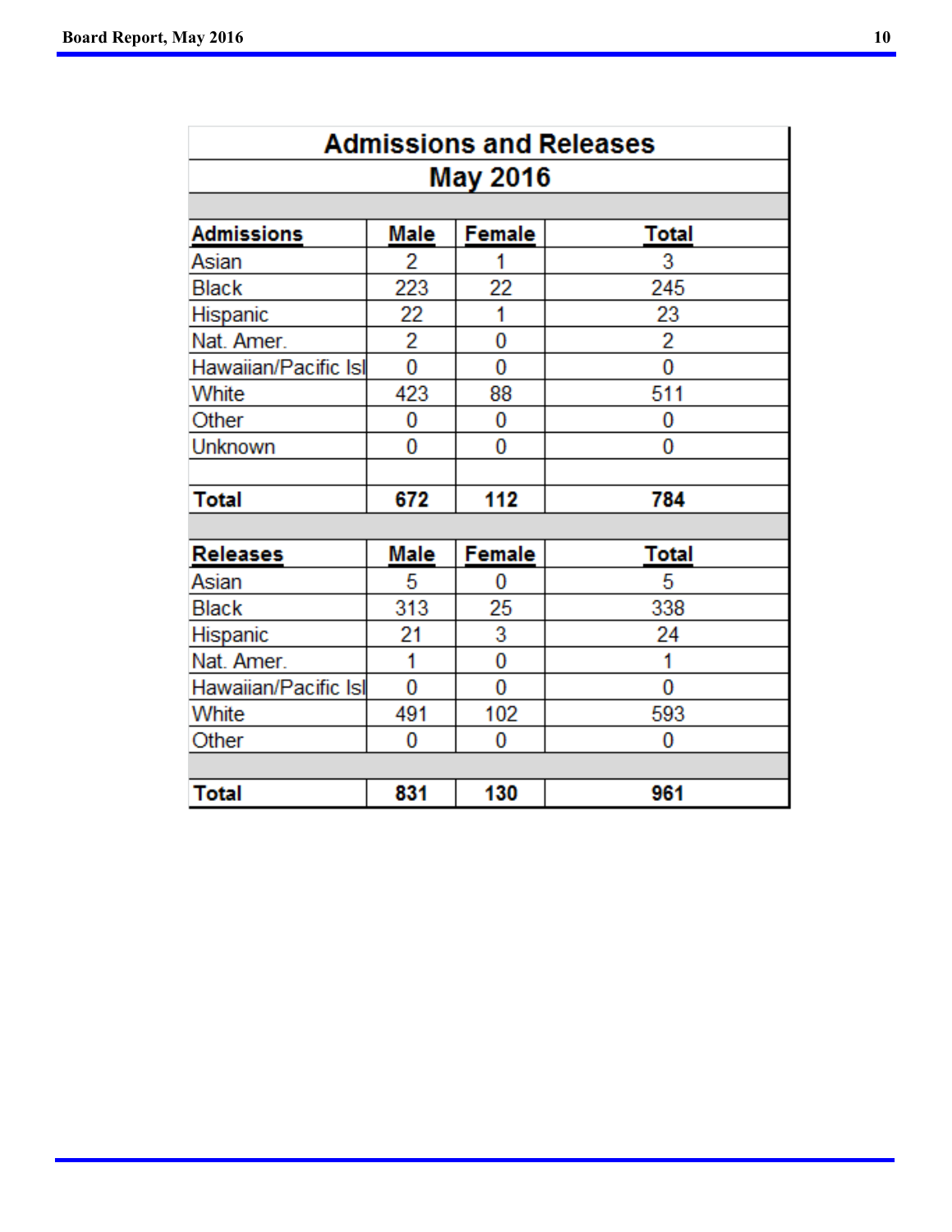## Admissions and Releases

### May 2016

| Admissions | Male | Female | Total |
|---|---|---|---|
| Asian | 2 | 1 | 3 |
| Black | 223 | 22 | 245 |
| Hispanic | 22 | 1 | 23 |
| Nat. Amer. | 2 | 0 | 2 |
| Hawaiian/Pacific Isl | 0 | 0 | 0 |
| White | 423 | 88 | 511 |
| Other | 0 | 0 | 0 |
| Unknown | 0 | 0 | 0 |
| | | | |
| **Total** | **672** | **112** | **784** |

| Releases | Male | Female | Total |
|---|---|---|---|
| Asian | 5 | 0 | 5 |
| Black | 313 | 25 | 338 |
| Hispanic | 21 | 3 | 24 |
| Nat. Amer. | 1 | 0 | 1 |
| Hawaiian/Pacific Isl | 0 | 0 | 0 |
| White | 491 | 102 | 593 |
| Other | 0 | 0 | 0 |
| | | | |
| **Total** | **831** | **130** | **961** |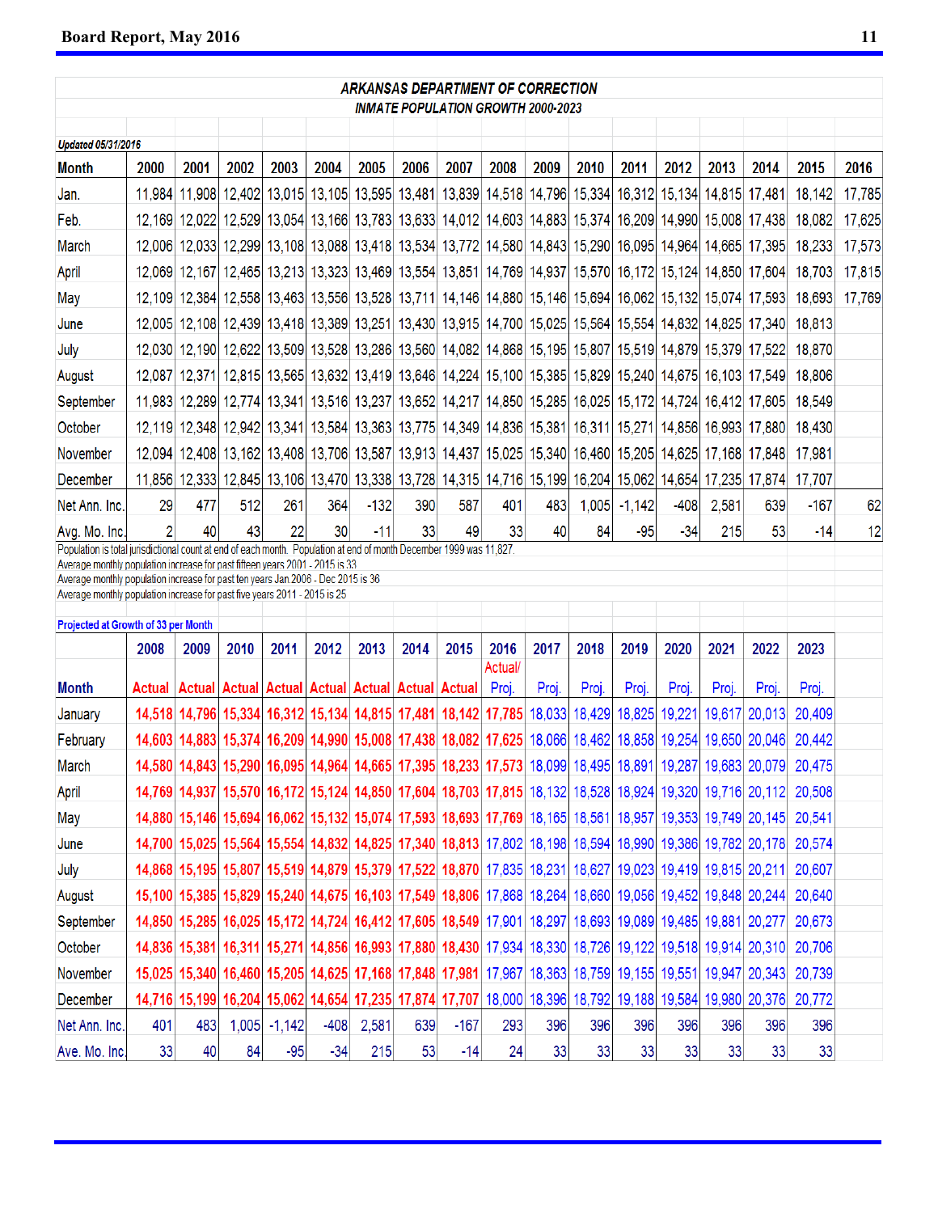**ARKANSAS DEPARTMENT OF CORRECTION**

**INMATE POPULATION GROWTH 2000-2023**

*Updated 05/31/2016*

| Month | 2000 | 2001 | 2002 | 2003 | 2004 | 2005 | 2006 | 2007 | 2008 | 2009 | 2010 | 2011 | 2012 | 2013 | 2014 | 2015 | 2016 |
|---|---|---|---|---|---|---|---|---|---|---|---|---|---|---|---|---|---|
| Jan. | 11,984 | 11,908 | 12,402 | 13,015 | 13,105 | 13,595 | 13,481 | 13,839 | 14,518 | 14,796 | 15,334 | 16,312 | 15,134 | 14,815 | 17,481 | 18,142 | 17,785 |
| Feb. | 12,169 | 12,022 | 12,529 | 13,054 | 13,166 | 13,783 | 13,633 | 14,012 | 14,603 | 14,883 | 15,374 | 16,209 | 14,990 | 15,008 | 17,438 | 18,082 | 17,625 |
| March | 12,006 | 12,033 | 12,299 | 13,108 | 13,088 | 13,418 | 13,534 | 13,772 | 14,580 | 14,843 | 15,290 | 16,095 | 14,964 | 14,665 | 17,395 | 18,233 | 17,573 |
| April | 12,069 | 12,167 | 12,465 | 13,213 | 13,323 | 13,469 | 13,554 | 13,851 | 14,769 | 14,937 | 15,570 | 16,172 | 15,124 | 14,850 | 17,604 | 18,703 | 17,815 |
| May | 12,109 | 12,384 | 12,558 | 13,463 | 13,556 | 13,528 | 13,711 | 14,146 | 14,880 | 15,146 | 15,694 | 16,062 | 15,132 | 15,074 | 17,593 | 18,693 | 17,769 |
| June | 12,005 | 12,108 | 12,439 | 13,418 | 13,389 | 13,251 | 13,430 | 13,915 | 14,700 | 15,025 | 15,564 | 15,554 | 14,832 | 14,825 | 17,340 | 18,813 | |
| July | 12,030 | 12,190 | 12,622 | 13,509 | 13,528 | 13,286 | 13,560 | 14,082 | 14,868 | 15,195 | 15,807 | 15,519 | 14,879 | 15,379 | 17,522 | 18,870 | |
| August | 12,087 | 12,371 | 12,815 | 13,565 | 13,632 | 13,419 | 13,646 | 14,224 | 15,100 | 15,385 | 15,829 | 15,240 | 14,675 | 16,103 | 17,549 | 18,806 | |
| September | 11,983 | 12,289 | 12,774 | 13,341 | 13,516 | 13,237 | 13,652 | 14,217 | 14,850 | 15,285 | 16,025 | 15,172 | 14,724 | 16,412 | 17,605 | 18,549 | |
| October | 12,119 | 12,348 | 12,942 | 13,341 | 13,584 | 13,363 | 13,775 | 14,349 | 14,836 | 15,381 | 16,311 | 15,271 | 14,856 | 16,993 | 17,880 | 18,430 | |
| November | 12,094 | 12,408 | 13,162 | 13,408 | 13,706 | 13,587 | 13,913 | 14,437 | 15,025 | 15,340 | 16,460 | 15,205 | 14,625 | 17,168 | 17,848 | 17,981 | |
| December | 11,856 | 12,333 | 12,845 | 13,106 | 13,470 | 13,338 | 13,728 | 14,315 | 14,716 | 15,199 | 16,204 | 15,062 | 14,654 | 17,235 | 17,874 | 17,707 | |
| Net Ann. Inc. | 29 | 477 | 512 | 261 | 364 | -132 | 390 | 587 | 401 | 483 | 1,005 | -1,142 | -408 | 2,581 | 639 | -167 | 62 |
| Avg. Mo. Inc. | 2 | 40 | 43 | 22 | 30 | -11 | 33 | 49 | 33 | 40 | 84 | -95 | -34 | 215 | 53 | -14 | 12 |

Population is total jurisdictional count at end of each month. Population at end of month December 1999 was 11,827.
Average monthly population increase for past fifteen years 2001 - 2015 is 33
Average monthly population increase for past ten years Jan 2006 - Dec 2015 is 36
Average monthly population increase for past five years 2011 - 2015 is 25

**Projected at Growth of 33 per Month**

| Month | 2008 Actual | 2009 Actual | 2010 Actual | 2011 Actual | 2012 Actual | 2013 Actual | 2014 Actual | 2015 Actual | 2016 Actual/ Proj. | 2017 Proj. | 2018 Proj. | 2019 Proj. | 2020 Proj. | 2021 Proj. | 2022 Proj. | 2023 Proj. |
|---|---|---|---|---|---|---|---|---|---|---|---|---|---|---|---|---|
| January | 14,518 | 14,796 | 15,334 | 16,312 | 15,134 | 14,815 | 17,481 | 18,142 | 17,785 | 18,033 | 18,429 | 18,825 | 19,221 | 19,617 | 20,013 | 20,409 |
| February | 14,603 | 14,883 | 15,374 | 16,209 | 14,990 | 15,008 | 17,438 | 18,082 | 17,625 | 18,066 | 18,462 | 18,858 | 19,254 | 19,650 | 20,046 | 20,442 |
| March | 14,580 | 14,843 | 15,290 | 16,095 | 14,964 | 14,665 | 17,395 | 18,233 | 17,573 | 18,099 | 18,495 | 18,891 | 19,287 | 19,683 | 20,079 | 20,475 |
| April | 14,769 | 14,937 | 15,570 | 16,172 | 15,124 | 14,850 | 17,604 | 18,703 | 17,815 | 18,132 | 18,528 | 18,924 | 19,320 | 19,716 | 20,112 | 20,508 |
| May | 14,880 | 15,146 | 15,694 | 16,062 | 15,132 | 15,074 | 17,593 | 18,693 | 17,769 | 18,165 | 18,561 | 18,957 | 19,353 | 19,749 | 20,145 | 20,541 |
| June | 14,700 | 15,025 | 15,564 | 15,554 | 14,832 | 14,825 | 17,340 | 18,813 | 17,802 | 18,198 | 18,594 | 18,990 | 19,386 | 19,782 | 20,178 | 20,574 |
| July | 14,868 | 15,195 | 15,807 | 15,519 | 14,879 | 15,379 | 17,522 | 18,870 | 17,835 | 18,231 | 18,627 | 19,023 | 19,419 | 19,815 | 20,211 | 20,607 |
| August | 15,100 | 15,385 | 15,829 | 15,240 | 14,675 | 16,103 | 17,549 | 18,806 | 17,868 | 18,264 | 18,660 | 19,056 | 19,452 | 19,848 | 20,244 | 20,640 |
| September | 14,850 | 15,285 | 16,025 | 15,172 | 14,724 | 16,412 | 17,605 | 18,549 | 17,901 | 18,297 | 18,693 | 19,089 | 19,485 | 19,881 | 20,277 | 20,673 |
| October | 14,836 | 15,381 | 16,311 | 15,271 | 14,856 | 16,993 | 17,880 | 18,430 | 17,934 | 18,330 | 18,726 | 19,122 | 19,518 | 19,914 | 20,310 | 20,706 |
| November | 15,025 | 15,340 | 16,460 | 15,205 | 14,625 | 17,168 | 17,848 | 17,981 | 17,967 | 18,363 | 18,759 | 19,155 | 19,551 | 19,947 | 20,343 | 20,739 |
| December | 14,716 | 15,199 | 16,204 | 15,062 | 14,654 | 17,235 | 17,874 | 17,707 | 18,000 | 18,396 | 18,792 | 19,188 | 19,584 | 19,980 | 20,376 | 20,772 |
| Net Ann. Inc. | 401 | 483 | 1,005 | -1,142 | -408 | 2,581 | 639 | -167 | 293 | 396 | 396 | 396 | 396 | 396 | 396 | 396 |
| Ave. Mo. Inc. | 33 | 40 | 84 | -95 | -34 | 215 | 53 | -14 | 24 | 33 | 33 | 33 | 33 | 33 | 33 | 33 |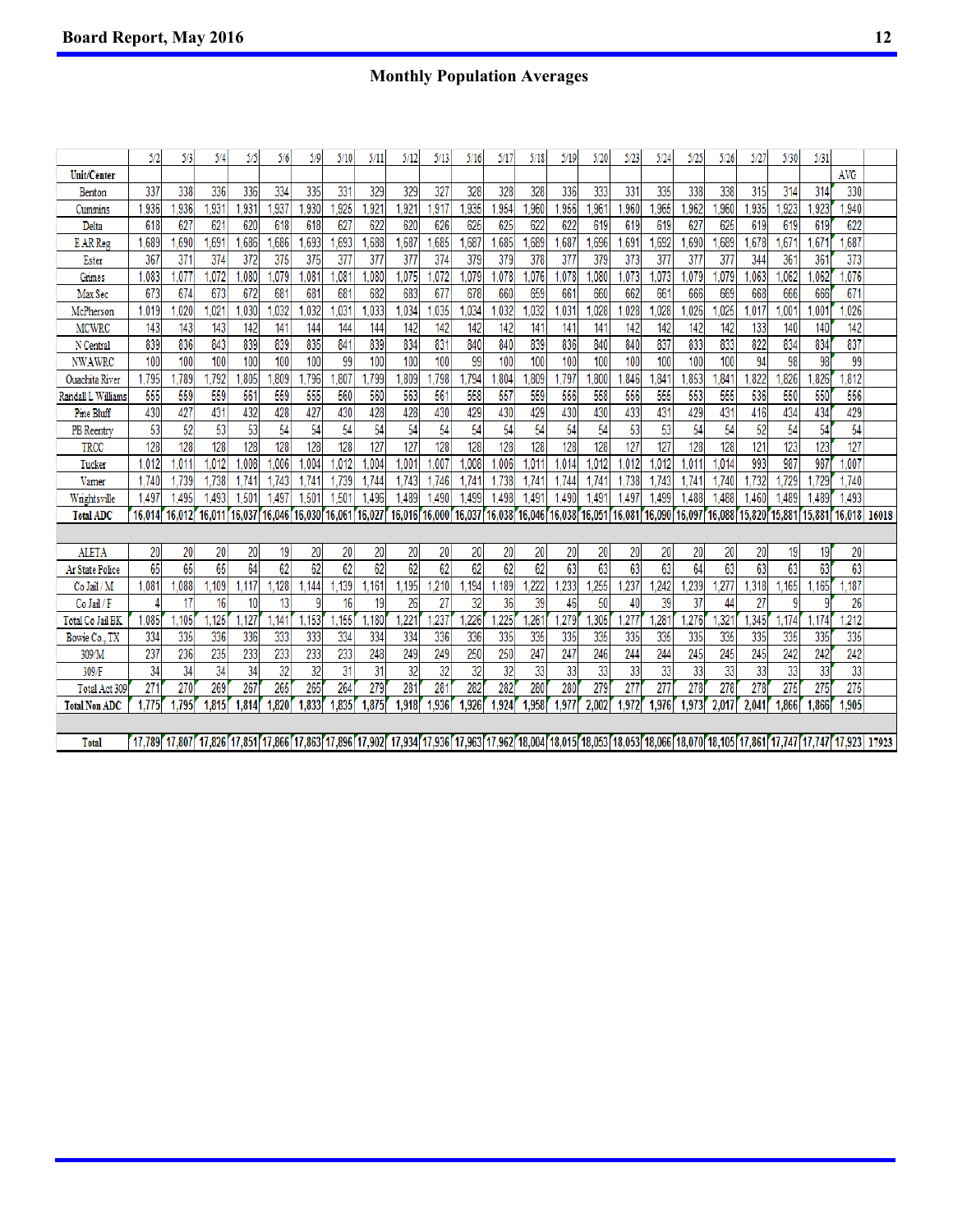## Monthly Population Averages

| Unit/Center | 5/2 | 5/3 | 5/4 | 5/5 | 5/6 | 5/9 | 5/10 | 5/11 | 5/12 | 5/13 | 5/16 | 5/17 | 5/18 | 5/19 | 5/20 | 5/23 | 5/24 | 5/25 | 5/26 | 5/27 | 5/30 | 5/31 | AVG | |
|---|---|---|---|---|---|---|---|---|---|---|---|---|---|---|---|---|---|---|---|---|---|---|---|---|
| Benton | 337 | 338 | 336 | 336 | 334 | 335 | 331 | 329 | 329 | 327 | 328 | 328 | 328 | 336 | 333 | 331 | 335 | 338 | 338 | 315 | 314 | 314 | 330 | |
| Cummins | 1,936 | 1,936 | 1,931 | 1,931 | 1,937 | 1,930 | 1,925 | 1,921 | 1,921 | 1,917 | 1,935 | 1,954 | 1,960 | 1,956 | 1,961 | 1,960 | 1,965 | 1,962 | 1,960 | 1,935 | 1,923 | 1,923 | 1,940 | |
| Delta | 618 | 627 | 621 | 620 | 618 | 618 | 627 | 622 | 620 | 626 | 625 | 625 | 622 | 622 | 619 | 619 | 619 | 627 | 625 | 619 | 619 | 619 | 622 | |
| E AR Reg | 1,689 | 1,690 | 1,691 | 1,686 | 1,686 | 1,693 | 1,693 | 1,688 | 1,687 | 1,685 | 1,687 | 1,685 | 1,689 | 1,687 | 1,696 | 1,691 | 1,692 | 1,690 | 1,689 | 1,678 | 1,671 | 1,671 | 1,687 | |
| Ester | 367 | 371 | 374 | 372 | 375 | 375 | 377 | 377 | 377 | 374 | 379 | 379 | 378 | 377 | 379 | 373 | 377 | 377 | 377 | 344 | 361 | 361 | 373 | |
| Grimes | 1,083 | 1,077 | 1,072 | 1,080 | 1,079 | 1,081 | 1,081 | 1,080 | 1,075 | 1,072 | 1,079 | 1,078 | 1,076 | 1,078 | 1,080 | 1,073 | 1,073 | 1,079 | 1,079 | 1,063 | 1,062 | 1,062 | 1,076 | |
| Max Sec | 673 | 674 | 673 | 672 | 681 | 681 | 681 | 682 | 683 | 677 | 678 | 660 | 659 | 661 | 660 | 662 | 661 | 666 | 669 | 668 | 666 | 666 | 671 | |
| McPherson | 1,019 | 1,020 | 1,021 | 1,030 | 1,032 | 1,032 | 1,031 | 1,033 | 1,034 | 1,035 | 1,034 | 1,032 | 1,032 | 1,031 | 1,028 | 1,028 | 1,028 | 1,026 | 1,025 | 1,017 | 1,001 | 1,001 | 1,026 | |
| MCWRC | 143 | 143 | 143 | 142 | 141 | 144 | 144 | 144 | 142 | 142 | 142 | 142 | 141 | 141 | 141 | 142 | 142 | 142 | 142 | 133 | 140 | 140 | 142 | |
| N Central | 839 | 836 | 843 | 839 | 839 | 835 | 841 | 839 | 834 | 831 | 840 | 840 | 839 | 836 | 840 | 840 | 837 | 833 | 833 | 822 | 834 | 834 | 837 | |
| NWAWRC | 100 | 100 | 100 | 100 | 100 | 100 | 99 | 100 | 100 | 100 | 99 | 100 | 100 | 100 | 100 | 100 | 100 | 100 | 100 | 94 | 98 | 98 | 99 | |
| Ouachita River | 1,795 | 1,789 | 1,792 | 1,805 | 1,809 | 1,796 | 1,807 | 1,799 | 1,809 | 1,798 | 1,794 | 1,804 | 1,809 | 1,797 | 1,800 | 1,846 | 1,841 | 1,853 | 1,841 | 1,822 | 1,826 | 1,826 | 1,812 | |
| Randall L Williams | 555 | 559 | 559 | 561 | 559 | 555 | 560 | 560 | 563 | 561 | 558 | 557 | 559 | 556 | 558 | 556 | 555 | 553 | 555 | 536 | 550 | 550 | 556 | |
| Pine Bluff | 430 | 427 | 431 | 432 | 428 | 427 | 430 | 428 | 428 | 430 | 429 | 430 | 429 | 430 | 430 | 433 | 431 | 429 | 431 | 416 | 434 | 434 | 429 | |
| PB Reentry | 53 | 52 | 53 | 53 | 54 | 54 | 54 | 54 | 54 | 54 | 54 | 54 | 54 | 54 | 54 | 53 | 53 | 54 | 54 | 52 | 54 | 54 | 54 | |
| TRCC | 128 | 128 | 128 | 128 | 128 | 128 | 128 | 127 | 127 | 128 | 128 | 128 | 128 | 128 | 128 | 127 | 127 | 128 | 128 | 121 | 123 | 123 | 127 | |
| Tucker | 1,012 | 1,011 | 1,012 | 1,008 | 1,006 | 1,004 | 1,012 | 1,004 | 1,001 | 1,007 | 1,008 | 1,006 | 1,011 | 1,014 | 1,012 | 1,012 | 1,012 | 1,011 | 1,014 | 993 | 987 | 987 | 1,007 | |
| Varner | 1,740 | 1,739 | 1,738 | 1,741 | 1,743 | 1,741 | 1,739 | 1,744 | 1,743 | 1,746 | 1,741 | 1,738 | 1,741 | 1,744 | 1,741 | 1,738 | 1,743 | 1,741 | 1,740 | 1,732 | 1,729 | 1,729 | 1,740 | |
| Wrightsville | 1,497 | 1,495 | 1,493 | 1,501 | 1,497 | 1,501 | 1,501 | 1,496 | 1,489 | 1,490 | 1,499 | 1,498 | 1,491 | 1,490 | 1,491 | 1,497 | 1,499 | 1,488 | 1,488 | 1,460 | 1,489 | 1,489 | 1,493 | |
| **Total ADC** | **16,014** | **16,012** | **16,011** | **16,037** | **16,046** | **16,030** | **16,061** | **16,027** | **16,016** | **16,000** | **16,037** | **16,038** | **16,046** | **16,038** | **16,051** | **16,081** | **16,090** | **16,097** | **16,088** | **15,820** | **15,881** | **15,881** | **16,018** | **16018** |
| | | | | | | | | | | | | | | | | | | | | | | | | |
| ALETA | 20 | 20 | 20 | 20 | 19 | 20 | 20 | 20 | 20 | 20 | 20 | 20 | 20 | 20 | 20 | 20 | 20 | 20 | 20 | 20 | 19 | 19 | 20 | |
| Ar State Police | 65 | 65 | 65 | 64 | 62 | 62 | 62 | 62 | 62 | 62 | 62 | 62 | 62 | 63 | 63 | 63 | 63 | 64 | 63 | 63 | 63 | 63 | 63 | |
| Co Jail / M | 1,081 | 1,088 | 1,109 | 1,117 | 1,128 | 1,144 | 1,139 | 1,161 | 1,195 | 1,210 | 1,194 | 1,189 | 1,222 | 1,233 | 1,255 | 1,237 | 1,242 | 1,239 | 1,277 | 1,318 | 1,165 | 1,165 | 1,187 | |
| Co Jail / F | 4 | 17 | 16 | 10 | 13 | 9 | 16 | 19 | 26 | 27 | 32 | 36 | 39 | 46 | 50 | 40 | 39 | 37 | 44 | 27 | 9 | 9 | 26 | |
| Total Co Jail BK | 1,085 | 1,105 | 1,125 | 1,127 | 1,141 | 1,153 | 1,155 | 1,180 | 1,221 | 1,237 | 1,226 | 1,225 | 1,261 | 1,279 | 1,305 | 1,277 | 1,281 | 1,276 | 1,321 | 1,345 | 1,174 | 1,174 | 1,212 | |
| Bowie Co., TX | 334 | 335 | 336 | 336 | 333 | 333 | 334 | 334 | 334 | 336 | 336 | 335 | 335 | 335 | 335 | 335 | 335 | 335 | 335 | 335 | 335 | 335 | 335 | |
| 309/M | 237 | 236 | 235 | 233 | 233 | 233 | 233 | 248 | 249 | 249 | 250 | 250 | 247 | 247 | 246 | 244 | 244 | 245 | 245 | 245 | 242 | 242 | 242 | |
| 309/F | 34 | 34 | 34 | 34 | 32 | 32 | 31 | 31 | 32 | 32 | 32 | 32 | 33 | 33 | 33 | 33 | 33 | 33 | 33 | 33 | 33 | 33 | 33 | |
| Total Act 309 | 271 | 270 | 269 | 267 | 265 | 265 | 264 | 279 | 281 | 281 | 282 | 282 | 280 | 280 | 279 | 277 | 277 | 278 | 278 | 278 | 275 | 275 | 275 | |
| **Total Non ADC** | **1,775** | **1,795** | **1,815** | **1,814** | **1,820** | **1,833** | **1,835** | **1,875** | **1,918** | **1,936** | **1,926** | **1,924** | **1,958** | **1,977** | **2,002** | **1,972** | **1,976** | **1,973** | **2,017** | **2,041** | **1,866** | **1,866** | **1,905** | |
| | | | | | | | | | | | | | | | | | | | | | | | | |
| **Total** | **17,789** | **17,807** | **17,826** | **17,851** | **17,866** | **17,863** | **17,896** | **17,902** | **17,934** | **17,936** | **17,963** | **17,962** | **18,004** | **18,015** | **18,053** | **18,053** | **18,066** | **18,070** | **18,105** | **17,861** | **17,747** | **17,747** | **17,923** | **17923** |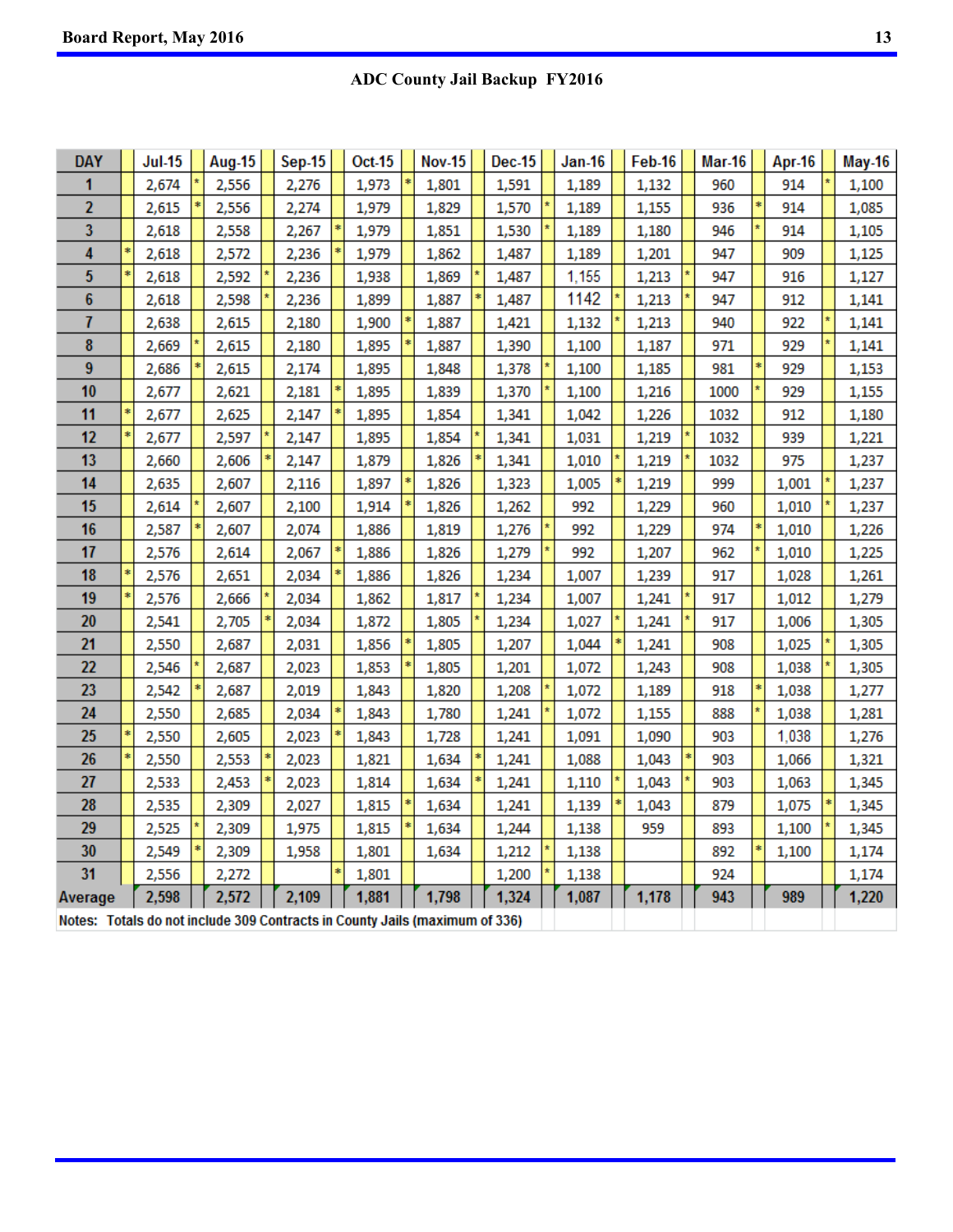**ADC County Jail Backup FY2016**

| DAY | Jul-15 | Aug-15 | Sep-15 | Oct-15 | Nov-15 | Dec-15 | Jan-16 | Feb-16 | Mar-16 | Apr-16 | May-16 |
|---|---|---|---|---|---|---|---|---|---|---|---|
| 1 | 2,674 | * 2,556 | 2,276 | 1,973 | * 1,801 | 1,591 | 1,189 | 1,132 | 960 | 914 | * 1,100 |
| 2 | 2,615 | * 2,556 | 2,274 | 1,979 | 1,829 | 1,570 | * 1,189 | 1,155 | 936 | * 914 | 1,085 |
| 3 | 2,618 | 2,558 | 2,267 | * 1,979 | 1,851 | 1,530 | * 1,189 | 1,180 | 946 | * 914 | 1,105 |
| 4 | * 2,618 | 2,572 | 2,236 | * 1,979 | 1,862 | 1,487 | 1,189 | 1,201 | 947 | 909 | 1,125 |
| 5 | * 2,618 | 2,592 | * 2,236 | 1,938 | 1,869 | * 1,487 | 1,155 | 1,213 | * 947 | 916 | 1,127 |
| 6 | 2,618 | 2,598 | * 2,236 | 1,899 | 1,887 | * 1,487 | 1142 | * 1,213 | * 947 | 912 | 1,141 |
| 7 | 2,638 | 2,615 | 2,180 | 1,900 | * 1,887 | 1,421 | 1,132 | * 1,213 | 940 | 922 | * 1,141 |
| 8 | 2,669 | * 2,615 | 2,180 | 1,895 | * 1,887 | 1,390 | 1,100 | 1,187 | 971 | 929 | * 1,141 |
| 9 | 2,686 | * 2,615 | 2,174 | 1,895 | 1,848 | 1,378 | * 1,100 | 1,185 | 981 | * 929 | 1,153 |
| 10 | 2,677 | 2,621 | 2,181 | * 1,895 | 1,839 | 1,370 | * 1,100 | 1,216 | 1000 | * 929 | 1,155 |
| 11 | * 2,677 | 2,625 | 2,147 | * 1,895 | 1,854 | 1,341 | 1,042 | 1,226 | 1032 | 912 | 1,180 |
| 12 | * 2,677 | 2,597 | * 2,147 | 1,895 | 1,854 | * 1,341 | 1,031 | 1,219 | * 1032 | 939 | 1,221 |
| 13 | 2,660 | 2,606 | * 2,147 | 1,879 | 1,826 | * 1,341 | 1,010 | * 1,219 | * 1032 | 975 | 1,237 |
| 14 | 2,635 | 2,607 | 2,116 | 1,897 | * 1,826 | 1,323 | 1,005 | * 1,219 | 999 | 1,001 | * 1,237 |
| 15 | 2,614 | * 2,607 | 2,100 | 1,914 | * 1,826 | 1,262 | 992 | 1,229 | 960 | 1,010 | * 1,237 |
| 16 | 2,587 | * 2,607 | 2,074 | 1,886 | 1,819 | 1,276 | * 992 | 1,229 | 974 | * 1,010 | 1,226 |
| 17 | 2,576 | 2,614 | 2,067 | * 1,886 | 1,826 | 1,279 | * 992 | 1,207 | 962 | * 1,010 | 1,225 |
| 18 | * 2,576 | 2,651 | 2,034 | * 1,886 | 1,826 | 1,234 | 1,007 | 1,239 | 917 | 1,028 | 1,261 |
| 19 | * 2,576 | 2,666 | * 2,034 | 1,862 | 1,817 | * 1,234 | 1,007 | 1,241 | * 917 | 1,012 | 1,279 |
| 20 | 2,541 | 2,705 | * 2,034 | 1,872 | 1,805 | * 1,234 | 1,027 | * 1,241 | * 917 | 1,006 | 1,305 |
| 21 | 2,550 | 2,687 | 2,031 | 1,856 | * 1,805 | 1,207 | 1,044 | * 1,241 | 908 | 1,025 | * 1,305 |
| 22 | 2,546 | * 2,687 | 2,023 | 1,853 | * 1,805 | 1,201 | 1,072 | 1,243 | 908 | 1,038 | * 1,305 |
| 23 | 2,542 | * 2,687 | 2,019 | 1,843 | 1,820 | 1,208 | * 1,072 | 1,189 | 918 | * 1,038 | 1,277 |
| 24 | 2,550 | 2,685 | 2,034 | * 1,843 | 1,780 | 1,241 | * 1,072 | 1,155 | 888 | * 1,038 | 1,281 |
| 25 | * 2,550 | 2,605 | 2,023 | * 1,843 | 1,728 | 1,241 | 1,091 | 1,090 | 903 | 1,038 | 1,276 |
| 26 | * 2,550 | 2,553 | * 2,023 | 1,821 | 1,634 | * 1,241 | 1,088 | 1,043 | * 903 | 1,066 | 1,321 |
| 27 | 2,533 | 2,453 | * 2,023 | 1,814 | 1,634 | * 1,241 | 1,110 | * 1,043 | * 903 | 1,063 | 1,345 |
| 28 | 2,535 | 2,309 | 2,027 | 1,815 | * 1,634 | 1,241 | 1,139 | * 1,043 | 879 | 1,075 | * 1,345 |
| 29 | 2,525 | * 2,309 | 1,975 | 1,815 | * 1,634 | 1,244 | 1,138 | 959 | 893 | 1,100 | * 1,345 |
| 30 | 2,549 | * 2,309 | 1,958 | 1,801 | 1,634 | 1,212 | * 1,138 | | 892 | * 1,100 | 1,174 |
| 31 | 2,556 | 2,272 | | * 1,801 | | 1,200 | * 1,138 | | 924 | | 1,174 |
| **Average** | **2,598** | **2,572** | **2,109** | **1,881** | **1,798** | **1,324** | **1,087** | **1,178** | **943** | **989** | **1,220** |

Notes: Totals do not include 309 Contracts in County Jails (maximum of 336)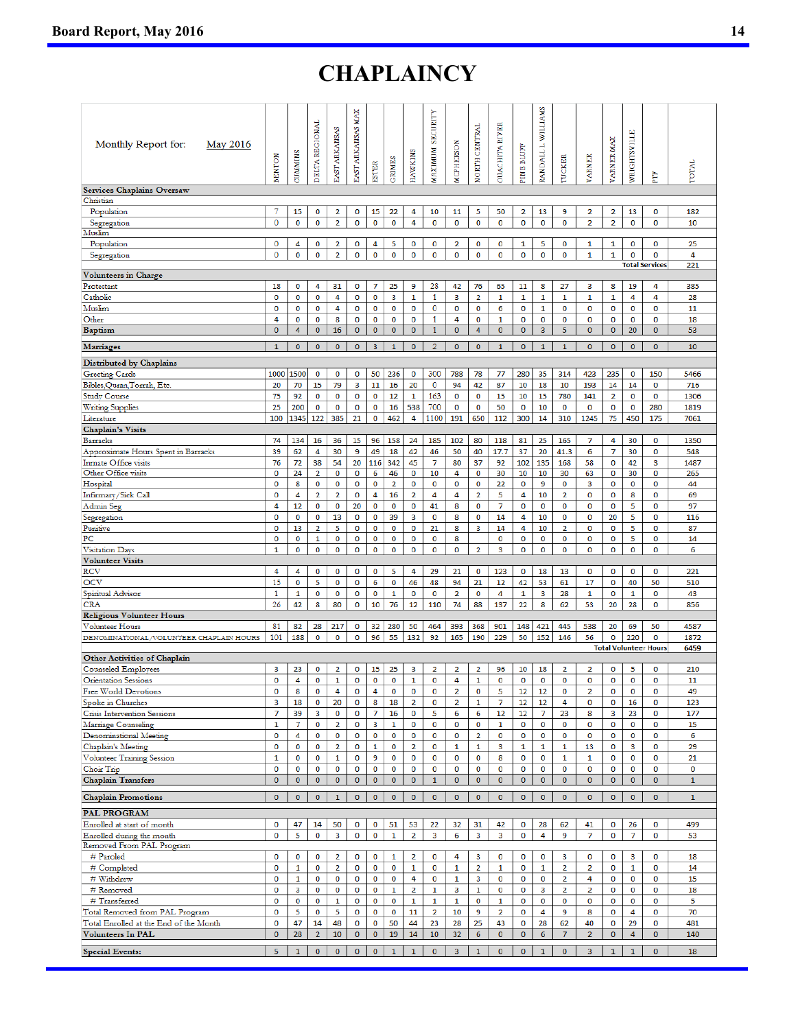# CHAPLAINCY

| Monthly Report for: May 2016 | BENTON | CUMMINS | DELTA REGIONAL | EAST ARKANSAS | EAST ARKANSAS MAX | ESTER | GRIMES | HAWKINS | MAXIMUM SECURITY | MCPHERSON | NORTH CENTRAL | OUACHITA RIVER | PINE BLUFF | RANDALL L WILLIAMS | TUCKER | VARNER | VARNER MAX | WRIGHTSVILLE | PTF | TOTAL |
|---|---|---|---|---|---|---|---|---|---|---|---|---|---|---|---|---|---|---|---|---|
| **Services Chaplains Oversaw** | | | | | | | | | | | | | | | | | | | | |
| Christian | | | | | | | | | | | | | | | | | | | | |
| Population | 7 | 15 | 0 | 2 | 0 | 15 | 22 | 4 | 10 | 11 | 5 | 50 | 2 | 13 | 9 | 2 | 2 | 13 | 0 | 182 |
| Segregation | 0 | 0 | 0 | 2 | 0 | 0 | 0 | 4 | 0 | 0 | 0 | 0 | 0 | 0 | 0 | 2 | 2 | 0 | 0 | 10 |
| Muslim | | | | | | | | | | | | | | | | | | | | |
| Population | 0 | 4 | 0 | 2 | 0 | 4 | 5 | 0 | 0 | 2 | 0 | 0 | 1 | 5 | 0 | 1 | 1 | 0 | 0 | 25 |
| Segregation | 0 | 0 | 0 | 2 | 0 | 0 | 0 | 0 | 0 | 0 | 0 | 0 | 0 | 0 | 0 | 1 | 1 | 0 | 0 | 4 |
| | | | | | | | | | | | | | | | | | | Total Services | | 221 |
| **Volunteers in Charge** | | | | | | | | | | | | | | | | | | | | |
| Protestant | 18 | 0 | 4 | 31 | 0 | 7 | 25 | 9 | 28 | 42 | 76 | 65 | 11 | 8 | 27 | 3 | 8 | 19 | 4 | 385 |
| Catholic | 0 | 0 | 0 | 4 | 0 | 0 | 3 | 1 | 1 | 3 | 2 | 1 | 1 | 1 | 1 | 1 | 1 | 4 | 4 | 28 |
| Muslim | 0 | 0 | 0 | 4 | 0 | 0 | 0 | 0 | 0 | 0 | 0 | 6 | 0 | 1 | 0 | 0 | 0 | 0 | 0 | 11 |
| Other | 4 | 0 | 0 | 8 | 0 | 0 | 0 | 0 | 1 | 4 | 0 | 1 | 0 | 0 | 0 | 0 | 0 | 0 | 0 | 18 |
| **Baptism** | 0 | 4 | 0 | 16 | 0 | 0 | 0 | 0 | 1 | 0 | 4 | 0 | 0 | 3 | 5 | 0 | 0 | 20 | 0 | 53 |
| **Marriages** | 1 | 0 | 0 | 0 | 0 | 3 | 1 | 0 | 2 | 0 | 0 | 1 | 0 | 1 | 1 | 0 | 0 | 0 | 0 | 10 |
| **Distributed by Chaplains** | | | | | | | | | | | | | | | | | | | | |
| Greeting Cards | 1000 | 1500 | 0 | 0 | 0 | 50 | 236 | 0 | 300 | 788 | 78 | 77 | 280 | 35 | 314 | 423 | 235 | 0 | 150 | 5466 |
| Bibles,Quran,Torrah, Etc. | 20 | 70 | 15 | 79 | 3 | 11 | 16 | 20 | 0 | 94 | 42 | 87 | 10 | 18 | 10 | 193 | 14 | 14 | 0 | 716 |
| Study Course | 75 | 92 | 0 | 0 | 0 | 0 | 12 | 1 | 163 | 0 | 0 | 15 | 10 | 15 | 780 | 141 | 2 | 0 | 0 | 1306 |
| Writing Supplies | 25 | 200 | 0 | 0 | 0 | 0 | 16 | 538 | 700 | 0 | 0 | 50 | 0 | 10 | 0 | 0 | 0 | 0 | 280 | 1819 |
| Literature | 100 | 1345 | 122 | 385 | 21 | 0 | 462 | 4 | 1100 | 191 | 650 | 112 | 300 | 14 | 310 | 1245 | 75 | 450 | 175 | 7061 |
| **Chaplain's Visits** | | | | | | | | | | | | | | | | | | | | |
| Barracks | 74 | 134 | 16 | 36 | 15 | 96 | 158 | 24 | 185 | 102 | 80 | 118 | 81 | 25 | 165 | 7 | 4 | 30 | 0 | 1350 |
| Approximate Hours Spent in Barracks | 39 | 62 | 4 | 30 | 9 | 49 | 18 | 42 | 46 | 50 | 40 | 17.7 | 37 | 20 | 41.3 | 6 | 7 | 30 | 0 | 548 |
| Inmate Office visits | 76 | 72 | 38 | 54 | 20 | 116 | 342 | 45 | 7 | 80 | 37 | 92 | 102 | 135 | 168 | 58 | 0 | 42 | 3 | 1487 |
| Other Office visits | 0 | 24 | 2 | 0 | 0 | 6 | 46 | 0 | 10 | 4 | 0 | 30 | 10 | 10 | 30 | 63 | 0 | 30 | 0 | 265 |
| Hospital | 0 | 8 | 0 | 0 | 0 | 0 | 2 | 0 | 0 | 0 | 0 | 22 | 0 | 9 | 0 | 3 | 0 | 0 | 0 | 44 |
| Infirmary/Sick Call | 0 | 4 | 2 | 2 | 0 | 4 | 16 | 2 | 4 | 4 | 2 | 5 | 4 | 10 | 2 | 0 | 0 | 8 | 0 | 69 |
| Admin Seg | 4 | 12 | 0 | 0 | 20 | 0 | 0 | 0 | 41 | 8 | 0 | 7 | 0 | 0 | 0 | 0 | 0 | 5 | 0 | 97 |
| Segregation | 0 | 0 | 0 | 13 | 0 | 0 | 39 | 3 | 0 | 8 | 0 | 14 | 4 | 10 | 0 | 0 | 20 | 5 | 0 | 116 |
| Punitive | 0 | 13 | 2 | 5 | 0 | 0 | 0 | 0 | 21 | 8 | 3 | 14 | 4 | 10 | 2 | 0 | 0 | 5 | 0 | 87 |
| PC | 0 | 0 | 1 | 0 | 0 | 0 | 0 | 0 | 0 | 8 | | 0 | 0 | 0 | 0 | 0 | 0 | 5 | 0 | 14 |
| Visitation Days | 1 | 0 | 0 | 0 | 0 | 0 | 0 | 0 | 0 | 0 | 2 | 3 | 0 | 0 | 0 | 0 | 0 | 0 | 0 | 6 |
| **Volunteer Visits** | | | | | | | | | | | | | | | | | | | | |
| RCV | 4 | 4 | 0 | 0 | 0 | 0 | 5 | 4 | 29 | 21 | 0 | 123 | 0 | 18 | 13 | 0 | 0 | 0 | 0 | 221 |
| OCV | 15 | 0 | 5 | 0 | 0 | 6 | 0 | 46 | 48 | 94 | 21 | 12 | 42 | 53 | 61 | 17 | 0 | 40 | 50 | 510 |
| Spiritual Advisor | 1 | 1 | 0 | 0 | 0 | 0 | 1 | 0 | 0 | 2 | 0 | 4 | 1 | 3 | 28 | 1 | 0 | 1 | 0 | 43 |
| CRA | 26 | 42 | 8 | 80 | 0 | 10 | 76 | 12 | 110 | 74 | 88 | 137 | 22 | 8 | 62 | 53 | 20 | 28 | 0 | 856 |
| **Religious Volunteer Hours** | | | | | | | | | | | | | | | | | | | | |
| Volunteer Hours | 81 | 82 | 28 | 217 | 0 | 32 | 280 | 50 | 464 | 393 | 368 | 901 | 148 | 421 | 445 | 538 | 20 | 69 | 50 | 4587 |
| DENOMINATIONAL/VOLUNTEER CHAPLAIN HOURS | 101 | 188 | 0 | 0 | 0 | 96 | 55 | 132 | 92 | 165 | 190 | 229 | 50 | 152 | 146 | 56 | 0 | 220 | 0 | 1872 |
| | | | | | | | | | | | | | | | | | | Total Volunteer Hours | | 6459 |
| **Other Activities of Chaplain** | | | | | | | | | | | | | | | | | | | | |
| Counseled Employees | 3 | 23 | 0 | 2 | 0 | 15 | 25 | 3 | 2 | 2 | 2 | 96 | 10 | 18 | 2 | 2 | 0 | 5 | 0 | 210 |
| Orientation Sessions | 0 | 4 | 0 | 1 | 0 | 0 | 0 | 1 | 0 | 4 | 1 | 0 | 0 | 0 | 0 | 0 | 0 | 0 | 0 | 11 |
| Free World Devotions | 0 | 8 | 0 | 4 | 0 | 4 | 0 | 0 | 0 | 2 | 0 | 5 | 12 | 12 | 0 | 2 | 0 | 0 | 0 | 49 |
| Spoke in Churches | 3 | 18 | 0 | 20 | 0 | 8 | 18 | 2 | 0 | 2 | 1 | 7 | 12 | 12 | 4 | 0 | 0 | 16 | 0 | 123 |
| Crisis Intervention Sessions | 7 | 39 | 3 | 0 | 0 | 7 | 16 | 0 | 5 | 6 | 6 | 12 | 12 | 7 | 23 | 8 | 3 | 23 | 0 | 177 |
| Marriage Counseling | 1 | 7 | 0 | 2 | 0 | 3 | 1 | 0 | 0 | 0 | 0 | 1 | 0 | 0 | 0 | 0 | 0 | 0 | 0 | 15 |
| Denominational Meeting | 0 | 4 | 0 | 0 | 0 | 0 | 0 | 0 | 0 | 0 | 2 | 0 | 0 | 0 | 0 | 0 | 0 | 0 | 0 | 6 |
| Chaplain's Meeting | 0 | 0 | 0 | 2 | 0 | 1 | 0 | 2 | 0 | 1 | 1 | 3 | 1 | 1 | 1 | 13 | 0 | 3 | 0 | 29 |
| Volunteer Training Session | 1 | 0 | 0 | 1 | 0 | 9 | 0 | 0 | 0 | 0 | 0 | 8 | 0 | 0 | 1 | 1 | 0 | 0 | 0 | 21 |
| Choir Trip | 0 | 0 | 0 | 0 | 0 | 0 | 0 | 0 | 0 | 0 | 0 | 0 | 0 | 0 | 0 | 0 | 0 | 0 | 0 | 0 |
| **Chaplain Transfers** | 0 | 0 | 0 | 0 | 0 | 0 | 0 | 0 | 1 | 0 | 0 | 0 | 0 | 0 | 0 | 0 | 0 | 0 | 0 | 1 |
| **Chaplain Promotions** | 0 | 0 | 0 | 1 | 0 | 0 | 0 | 0 | 0 | 0 | 0 | 0 | 0 | 0 | 0 | 0 | 0 | 0 | 0 | 1 |
| **PAL PROGRAM** | | | | | | | | | | | | | | | | | | | | |
| Enrolled at start of month | 0 | 47 | 14 | 50 | 0 | 0 | 51 | 53 | 22 | 32 | 31 | 42 | 0 | 28 | 62 | 41 | 0 | 26 | 0 | 499 |
| Enrolled during the month | 0 | 5 | 0 | 3 | 0 | 0 | 1 | 2 | 3 | 6 | 3 | 3 | 0 | 4 | 9 | 7 | 0 | 7 | 0 | 53 |
| Removed From PAL Program | | | | | | | | | | | | | | | | | | | | |
| # Paroled | 0 | 0 | 0 | 2 | 0 | 0 | 1 | 2 | 0 | 4 | 3 | 0 | 0 | 0 | 3 | 0 | 0 | 3 | 0 | 18 |
| # Completed | 0 | 1 | 0 | 2 | 0 | 0 | 0 | 1 | 0 | 1 | 2 | 1 | 0 | 1 | 2 | 2 | 0 | 1 | 0 | 14 |
| # Withdrew | 0 | 1 | 0 | 0 | 0 | 0 | 0 | 4 | 0 | 1 | 3 | 0 | 0 | 0 | 2 | 4 | 0 | 0 | 0 | 15 |
| # Removed | 0 | 3 | 0 | 0 | 0 | 0 | 1 | 2 | 1 | 3 | 1 | 0 | 0 | 3 | 2 | 2 | 0 | 0 | 0 | 18 |
| # Transferred | 0 | 0 | 0 | 1 | 0 | 0 | 0 | 1 | 1 | 1 | 0 | 1 | 0 | 0 | 0 | 0 | 0 | 0 | 0 | 5 |
| Total Removed from PAL Program | 0 | 5 | 0 | 5 | 0 | 0 | 0 | 11 | 2 | 10 | 9 | 2 | 0 | 4 | 9 | 8 | 0 | 4 | 0 | 70 |
| Total Enrolled at the End of the Month | 0 | 47 | 14 | 48 | 0 | 0 | 50 | 44 | 23 | 28 | 25 | 43 | 0 | 28 | 62 | 40 | 0 | 29 | 0 | 481 |
| **Volunteers In PAL** | 0 | 28 | 2 | 10 | 0 | 0 | 19 | 14 | 10 | 32 | 6 | 0 | 0 | 6 | 7 | 2 | 0 | 4 | 0 | 140 |
| **Special Events:** | 5 | 1 | 0 | 0 | 0 | 0 | 1 | 1 | 0 | 3 | 1 | 0 | 0 | 1 | 0 | 3 | 1 | 1 | 0 | 18 |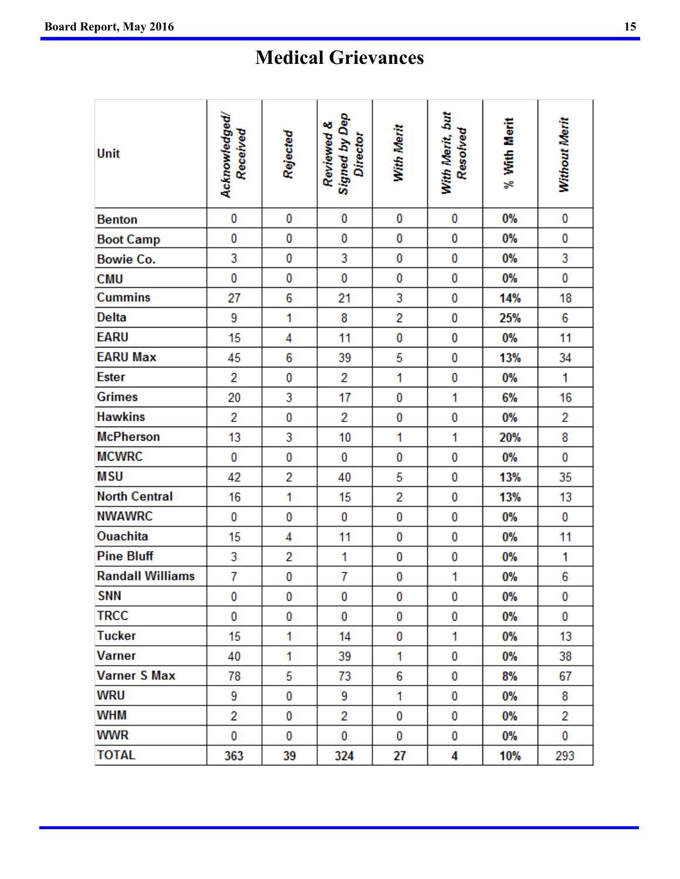# Medical Grievances

| Unit | Acknowledged/ Received | Rejected | Reviewed & Signed by Dep Director | With Merit | With Merit, but Resolved | % With Merit | Without Merit |
|---|---|---|---|---|---|---|---|
| Benton | 0 | 0 | 0 | 0 | 0 | 0% | 0 |
| Boot Camp | 0 | 0 | 0 | 0 | 0 | 0% | 0 |
| Bowie Co. | 3 | 0 | 3 | 0 | 0 | 0% | 3 |
| CMU | 0 | 0 | 0 | 0 | 0 | 0% | 0 |
| Cummins | 27 | 6 | 21 | 3 | 0 | 14% | 18 |
| Delta | 9 | 1 | 8 | 2 | 0 | 25% | 6 |
| EARU | 15 | 4 | 11 | 0 | 0 | 0% | 11 |
| EARU Max | 45 | 6 | 39 | 5 | 0 | 13% | 34 |
| Ester | 2 | 0 | 2 | 1 | 0 | 0% | 1 |
| Grimes | 20 | 3 | 17 | 0 | 1 | 6% | 16 |
| Hawkins | 2 | 0 | 2 | 0 | 0 | 0% | 2 |
| McPherson | 13 | 3 | 10 | 1 | 1 | 20% | 8 |
| MCWRC | 0 | 0 | 0 | 0 | 0 | 0% | 0 |
| MSU | 42 | 2 | 40 | 5 | 0 | 13% | 35 |
| North Central | 16 | 1 | 15 | 2 | 0 | 13% | 13 |
| NWAWRC | 0 | 0 | 0 | 0 | 0 | 0% | 0 |
| Ouachita | 15 | 4 | 11 | 0 | 0 | 0% | 11 |
| Pine Bluff | 3 | 2 | 1 | 0 | 0 | 0% | 1 |
| Randall Williams | 7 | 0 | 7 | 0 | 1 | 0% | 6 |
| SNN | 0 | 0 | 0 | 0 | 0 | 0% | 0 |
| TRCC | 0 | 0 | 0 | 0 | 0 | 0% | 0 |
| Tucker | 15 | 1 | 14 | 0 | 1 | 0% | 13 |
| Varner | 40 | 1 | 39 | 1 | 0 | 0% | 38 |
| Varner S Max | 78 | 5 | 73 | 6 | 0 | 8% | 67 |
| WRU | 9 | 0 | 9 | 1 | 0 | 0% | 8 |
| WHM | 2 | 0 | 2 | 0 | 0 | 0% | 2 |
| WWR | 0 | 0 | 0 | 0 | 0 | 0% | 0 |
| TOTAL | 363 | 39 | 324 | 27 | 4 | 10% | 293 |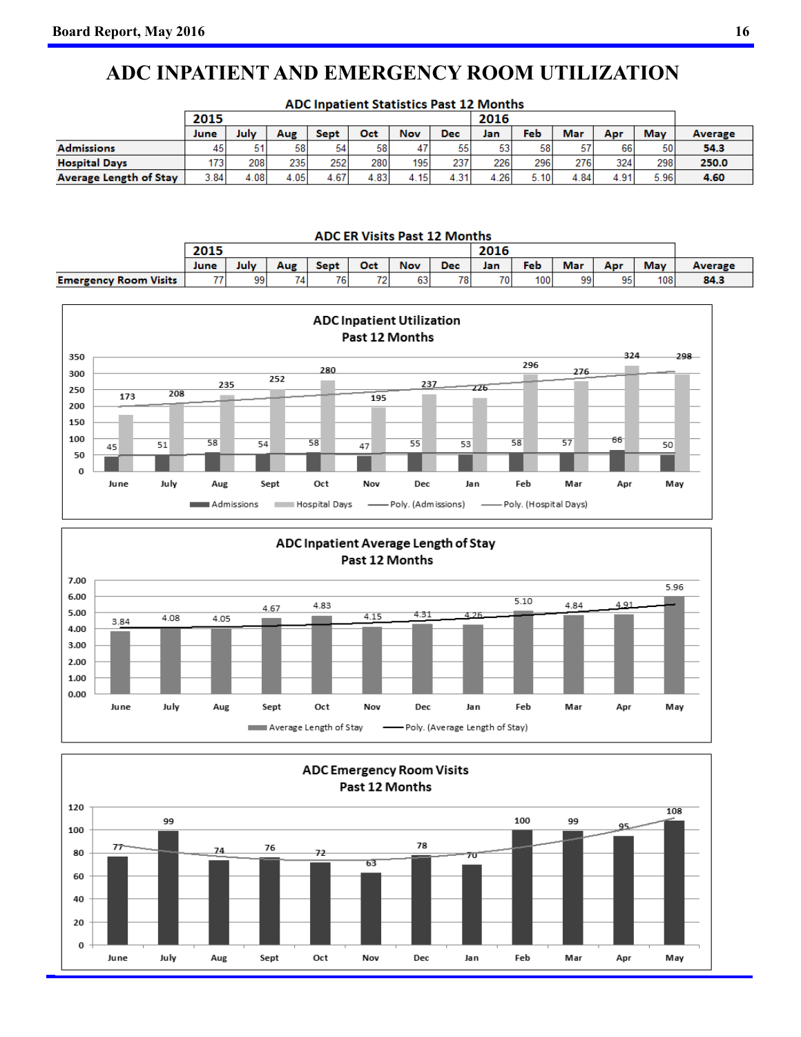# ADC INPATIENT AND EMERGENCY ROOM UTILIZATION

**ADC Inpatient Statistics Past 12 Months**

| | 2015 | | | | | | | 2016 | | | | | |
|---|---|---|---|---|---|---|---|---|---|---|---|---|---|
| | June | July | Aug | Sept | Oct | Nov | Dec | Jan | Feb | Mar | Apr | May | Average |
| **Admissions** | 45 | 51 | 58 | 54 | 58 | 47 | 55 | 53 | 58 | 57 | 66 | 50 | **54.3** |
| **Hospital Days** | 173 | 208 | 235 | 252 | 280 | 195 | 237 | 226 | 296 | 276 | 324 | 298 | **250.0** |
| **Average Length of Stay** | 3.84 | 4.08 | 4.05 | 4.67 | 4.83 | 4.15 | 4.31 | 4.26 | 5.10 | 4.84 | 4.91 | 5.96 | **4.60** |

**ADC ER Visits Past 12 Months**

| | 2015 | | | | | | | 2016 | | | | | |
|---|---|---|---|---|---|---|---|---|---|---|---|---|---|
| | June | July | Aug | Sept | Oct | Nov | Dec | Jan | Feb | Mar | Apr | May | Average |
| **Emergency Room Visits** | 77 | 99 | 74 | 76 | 72 | 63 | 78 | 70 | 100 | 99 | 95 | 108 | **84.3** |

**ADC Inpatient Utilization Past 12 Months**

| | June | July | Aug | Sept | Oct | Nov | Dec | Jan | Feb | Mar | Apr | May |
|---|---|---|---|---|---|---|---|---|---|---|---|---|
| Admissions | 45 | 51 | 58 | 54 | 58 | 47 | 55 | 53 | 58 | 57 | 66 | 50 |
| Hospital Days | 173 | 208 | 235 | 252 | 280 | 195 | 237 | 226 | 296 | 276 | 324 | 298 |

Admissions — Hospital Days — Poly. (Admissions) — Poly. (Hospital Days)

**ADC Inpatient Average Length of Stay Past 12 Months**

| | June | July | Aug | Sept | Oct | Nov | Dec | Jan | Feb | Mar | Apr | May |
|---|---|---|---|---|---|---|---|---|---|---|---|---|
| Average Length of Stay | 3.84 | 4.08 | 4.05 | 4.67 | 4.83 | 4.15 | 4.31 | 4.26 | 5.10 | 4.84 | 4.91 | 5.96 |

Average Length of Stay — Poly. (Average Length of Stay)

**ADC Emergency Room Visits Past 12 Months**

| | June | July | Aug | Sept | Oct | Nov | Dec | Jan | Feb | Mar | Apr | May |
|---|---|---|---|---|---|---|---|---|---|---|---|---|
| Emergency Room Visits | 77 | 99 | 74 | 76 | 72 | 63 | 78 | 70 | 100 | 99 | 95 | 108 |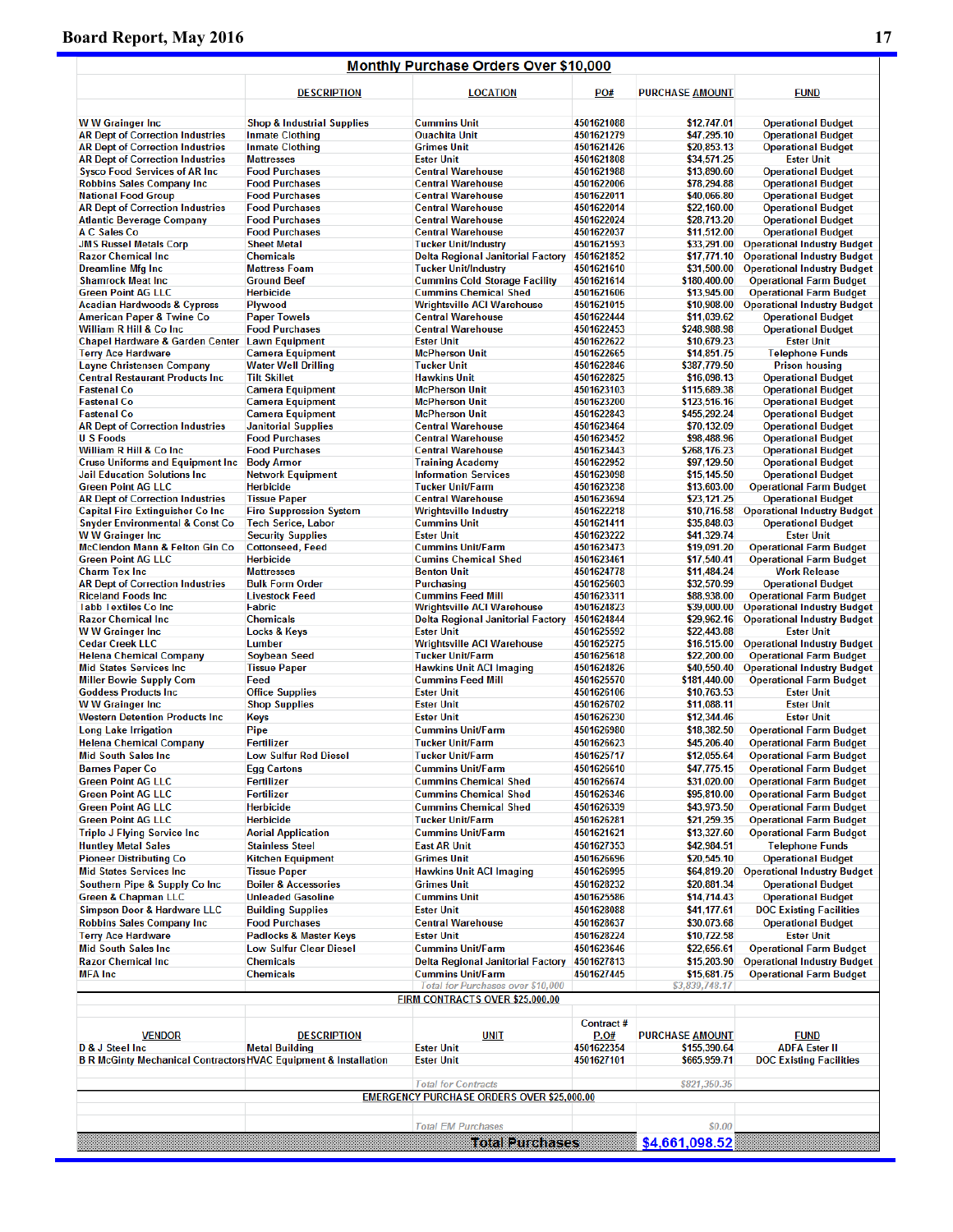## Monthly Purchase Orders Over $10,000

| | DESCRIPTION | LOCATION | PO# | PURCHASE AMOUNT | FUND |
|---|---|---|---|---|---|
| W W Grainger Inc | Shop & Industrial Supplies | Cummins Unit | 4501621088 | $12,747.01 | Operational Budget |
| AR Dept of Correction Industries | Inmate Clothing | Ouachita Unit | 4501621279 | $47,295.10 | Operational Budget |
| AR Dept of Correction Industries | Inmate Clothing | Grimes Unit | 4501621426 | $20,853.13 | Operational Budget |
| AR Dept of Correction Industries | Mattresses | Ester Unit | 4501621808 | $34,571.25 | Ester Unit |
| Sysco Food Services of AR Inc | Food Purchases | Central Warehouse | 4501621988 | $13,890.60 | Operational Budget |
| Robbins Sales Company Inc | Food Purchases | Central Warehouse | 4501622006 | $78,294.88 | Operational Budget |
| National Food Group | Food Purchases | Central Warehouse | 4501622011 | $40,066.80 | Operational Budget |
| AR Dept of Correction Industries | Food Purchases | Central Warehouse | 4501622014 | $22,160.00 | Operational Budget |
| Atlantic Beverage Company | Food Purchases | Central Warehouse | 4501622024 | $28,713.20 | Operational Budget |
| A C Sales Co | Food Purchases | Central Warehouse | 4501622037 | $11,512.00 | Operational Budget |
| JMS Russel Metals Corp | Sheet Metal | Tucker Unit/Industry | 4501621593 | $33,291.00 | Operational Industry Budget |
| Razor Chemical Inc | Chemicals | Delta Regional Janitorial Factory | 4501621852 | $17,771.10 | Operational Industry Budget |
| Dreamline Mfg Inc | Mattress Foam | Tucker Unit/Industry | 4501621610 | $31,500.00 | Operational Industry Budget |
| Shamrock Meat Inc | Ground Beef | Cummins Cold Storage Facility | 4501621614 | $180,400.00 | Operational Farm Budget |
| Green Point AG LLC | Herbicide | Cummins Chemical Shed | 4501621606 | $13,945.00 | Operational Farm Budget |
| Acadian Hardwoods & Cypress | Plywood | Wrightsville ACI Warehouse | 4501621015 | $10,908.00 | Operational Industry Budget |
| American Paper & Twine Co | Paper Towels | Central Warehouse | 4501622444 | $11,039.62 | Operational Budget |
| William R Hill & Co Inc | Food Purchases | Central Warehouse | 4501622453 | $248,988.98 | Operational Budget |
| Chapel Hardware & Garden Center | Lawn Equipment | Ester Unit | 4501622622 | $10,679.23 | Ester Unit |
| Terry Ace Hardware | Camera Equipment | McPherson Unit | 4501622665 | $14,851.75 | Telephone Funds |
| Layne Christensen Company | Water Well Drilling | Tucker Unit | 4501622846 | $387,779.50 | Prison housing |
| Central Restaurant Products Inc | Tilt Skillet | Hawkins Unit | 4501622825 | $16,098.13 | Operational Budget |
| Fastenal Co | Camera Equipment | McPherson Unit | 4501623103 | $115,689.38 | Operational Budget |
| Fastenal Co | Camera Equipment | McPherson Unit | 4501623200 | $123,516.16 | Operational Budget |
| Fastenal Co | Camera Equipment | McPherson Unit | 4501622843 | $455,292.24 | Operational Budget |
| AR Dept of Correction Industries | Janitorial Supplies | Central Warehouse | 4501623464 | $70,132.09 | Operational Budget |
| U S Foods | Food Purchases | Central Warehouse | 4501623452 | $98,488.96 | Operational Budget |
| William R Hill & Co Inc | Food Purchases | Central Warehouse | 4501623443 | $268,176.23 | Operational Budget |
| Cruse Uniforms and Equipment Inc | Body Armor | Training Academy | 4501622952 | $97,129.50 | Operational Budget |
| Jail Education Solutions Inc | Network Equipment | Information Services | 4501623098 | $15,145.50 | Operational Budget |
| Green Point AG LLC | Herbicide | Tucker Unit/Farm | 4501623238 | $13,603.00 | Operational Farm Budget |
| AR Dept of Correction Industries | Tissue Paper | Central Warehouse | 4501623694 | $23,121.25 | Operational Budget |
| Capital Fire Extinguisher Co Inc | Fire Suppression System | Wrightsville Industry | 4501622218 | $10,716.58 | Operational Industry Budget |
| Snyder Environmental & Const Co | Tech Serice, Labor | Cummins Unit | 4501621411 | $35,848.03 | Operational Budget |
| W W Grainger Inc | Security Supplies | Ester Unit | 4501623222 | $41,329.74 | Ester Unit |
| McClendon Mann & Felton Gin Co | Cottonseed, Feed | Cummins Unit/Farm | 4501623473 | $19,091.20 | Operational Farm Budget |
| Green Point AG LLC | Herbicide | Cumins Chemical Shed | 4501623461 | $17,540.41 | Operational Farm Budget |
| Charm Tex Inc | Mattresses | Benton Unit | 4501624778 | $11,484.24 | Work Release |
| AR Dept of Correction Industries | Bulk Form Order | Purchasing | 4501625603 | $32,570.99 | Operational Budget |
| Riceland Foods Inc | Livestock Feed | Cummins Feed Mill | 4501623311 | $88,938.00 | Operational Farm Budget |
| Tabb Textiles Co Inc | Fabric | Wrightsville ACI Warehouse | 4501624823 | $39,000.00 | Operational Industry Budget |
| Razor Chemical Inc | Chemicals | Delta Regional Janitorial Factory | 4501624844 | $29,962.16 | Operational Industry Budget |
| W W Grainger Inc | Locks & Keys | Ester Unit | 4501625592 | $22,443.88 | Ester Unit |
| Cedar Creek LLC | Lumber | Wrightsville ACI Warehouse | 4501625275 | $16,515.00 | Operational Industry Budget |
| Helena Chemical Company | Soybean Seed | Tucker Unit/Farm | 4501625618 | $22,200.00 | Operational Farm Budget |
| Mid States Services Inc | Tissue Paper | Hawkins Unit ACI Imaging | 4501624826 | $40,550.40 | Operational Industry Budget |
| Miller Bowie Supply Com | Feed | Cummins Feed Mill | 4501625570 | $181,440.00 | Operational Farm Budget |
| Goddess Products Inc | Office Supplies | Ester Unit | 4501626106 | $10,763.53 | Ester Unit |
| W W Grainger Inc | Shop Supplies | Ester Unit | 4501626702 | $11,088.11 | Ester Unit |
| Western Detention Products Inc | Keys | Ester Unit | 4501626230 | $12,344.46 | Ester Unit |
| Long Lake Irrigation | Pipe | Cummins Unit/Farm | 4501626980 | $18,382.50 | Operational Farm Budget |
| Helena Chemical Company | Fertilizer | Tucker Unit/Farm | 4501626623 | $45,206.40 | Operational Farm Budget |
| Mid South Sales Inc | Low Sulfur Rod Diesel | Tucker Unit/Farm | 4501625717 | $12,055.64 | Operational Farm Budget |
| Barnes Paper Co | Egg Cartons | Cummins Unit/Farm | 4501626610 | $47,775.15 | Operational Farm Budget |
| Green Point AG LLC | Fertilizer | Cummins Chemical Shed | 4501626674 | $31,020.00 | Operational Farm Budget |
| Green Point AG LLC | Fertilizer | Cummins Chemical Shed | 4501626346 | $95,810.00 | Operational Farm Budget |
| Green Point AG LLC | Herbicide | Cummins Chemical Shed | 4501626339 | $43,973.50 | Operational Farm Budget |
| Green Point AG LLC | Herbicide | Tucker Unit/Farm | 4501626281 | $21,259.35 | Operational Farm Budget |
| Triple J Flying Service Inc | Aerial Application | Cummins Unit/Farm | 4501621621 | $13,327.60 | Operational Farm Budget |
| Huntley Metal Sales | Stainless Steel | East AR Unit | 4501627353 | $42,984.51 | Telephone Funds |
| Pioneer Distributing Co | Kitchen Equipment | Grimes Unit | 4501626696 | $20,545.10 | Operational Budget |
| Mid States Services Inc | Tissue Paper | Hawkins Unit ACI Imaging | 4501626995 | $64,819.20 | Operational Industry Budget |
| Southern Pipe & Supply Co Inc | Boiler & Accessories | Grimes Unit | 4501628232 | $20,881.34 | Operational Budget |
| Green & Chapman LLC | Unleaded Gasoline | Cummins Unit | 4501625586 | $14,714.43 | Operational Budget |
| Simpson Door & Hardware LLC | Building Supplies | Ester Unit | 4501628088 | $41,177.61 | DOC Existing Facilities |
| Robbins Sales Company Inc | Food Purchases | Central Warehouse | 4501628637 | $30,073.68 | Operational Budget |
| Terry Ace Hardware | Padlocks & Master Keys | Ester Unit | 4501628224 | $10,722.58 | Ester Unit |
| Mid South Sales Inc | Low Sulfur Clear Diesel | Cummins Unit/Farm | 4501623646 | $22,656.61 | Operational Farm Budget |
| Razor Chemical Inc | Chemicals | Delta Regional Janitorial Factory | 4501627813 | $15,203.90 | Operational Industry Budget |
| MFA Inc | Chemicals | Cummins Unit/Farm | 4501627445 | $15,681.75 | Operational Farm Budget |
| | | *Total for Purchases over $10,000* | | *$3,839,748.17* | |

## FIRM CONTRACTS OVER $25,000.00

| VENDOR | DESCRIPTION | UNIT | Contract # P.O# | PURCHASE AMOUNT | FUND |
|---|---|---|---|---|---|
| D & J Steel Inc | Metal Building | Ester Unit | 4501622354 | $155,390.64 | ADFA Ester II |
| B R McGinty Mechanical Contractors | HVAC Equipment & Installation | Ester Unit | 4501627101 | $665,959.71 | DOC Existing Facilities |
| | | *Total for Contracts* | | *$821,350.35* | |

## EMERGENCY PURCHASE ORDERS OVER $25,000.00

| | | | | | |
|---|---|---|---|---|---|
| | | *Total EM Purchases* | | *$0.00* | |
| | | **Total Purchases** | | **$4,661,098.52** | |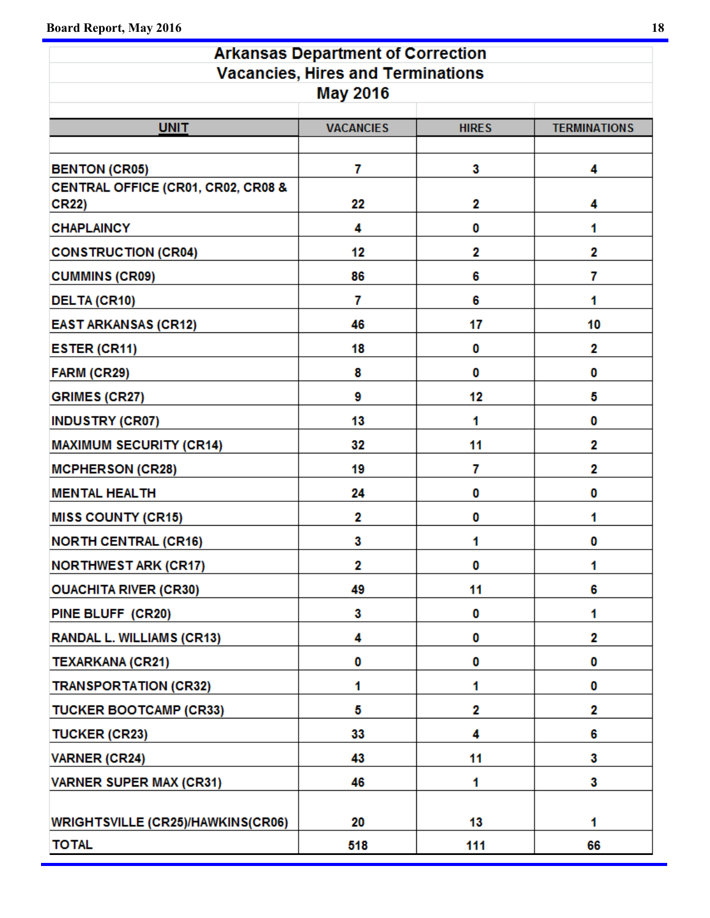## Arkansas Department of Correction
## Vacancies, Hires and Terminations
## May 2016

| UNIT | VACANCIES | HIRES | TERMINATIONS |
|---|---|---|---|
| BENTON (CR05) | 7 | 3 | 4 |
| CENTRAL OFFICE (CR01, CR02, CR08 & CR22) | 22 | 2 | 4 |
| CHAPLAINCY | 4 | 0 | 1 |
| CONSTRUCTION (CR04) | 12 | 2 | 2 |
| CUMMINS (CR09) | 86 | 6 | 7 |
| DELTA (CR10) | 7 | 6 | 1 |
| EAST ARKANSAS (CR12) | 46 | 17 | 10 |
| ESTER (CR11) | 18 | 0 | 2 |
| FARM (CR29) | 8 | 0 | 0 |
| GRIMES (CR27) | 9 | 12 | 5 |
| INDUSTRY (CR07) | 13 | 1 | 0 |
| MAXIMUM SECURITY (CR14) | 32 | 11 | 2 |
| MCPHERSON (CR28) | 19 | 7 | 2 |
| MENTAL HEALTH | 24 | 0 | 0 |
| MISS COUNTY (CR15) | 2 | 0 | 1 |
| NORTH CENTRAL (CR16) | 3 | 1 | 0 |
| NORTHWEST ARK (CR17) | 2 | 0 | 1 |
| OUACHITA RIVER (CR30) | 49 | 11 | 6 |
| PINE BLUFF (CR20) | 3 | 0 | 1 |
| RANDAL L. WILLIAMS (CR13) | 4 | 0 | 2 |
| TEXARKANA (CR21) | 0 | 0 | 0 |
| TRANSPORTATION (CR32) | 1 | 1 | 0 |
| TUCKER BOOTCAMP (CR33) | 5 | 2 | 2 |
| TUCKER (CR23) | 33 | 4 | 6 |
| VARNER (CR24) | 43 | 11 | 3 |
| VARNER SUPER MAX (CR31) | 46 | 1 | 3 |
| WRIGHTSVILLE (CR25)/HAWKINS(CR06) | 20 | 13 | 1 |
| TOTAL | 518 | 111 | 66 |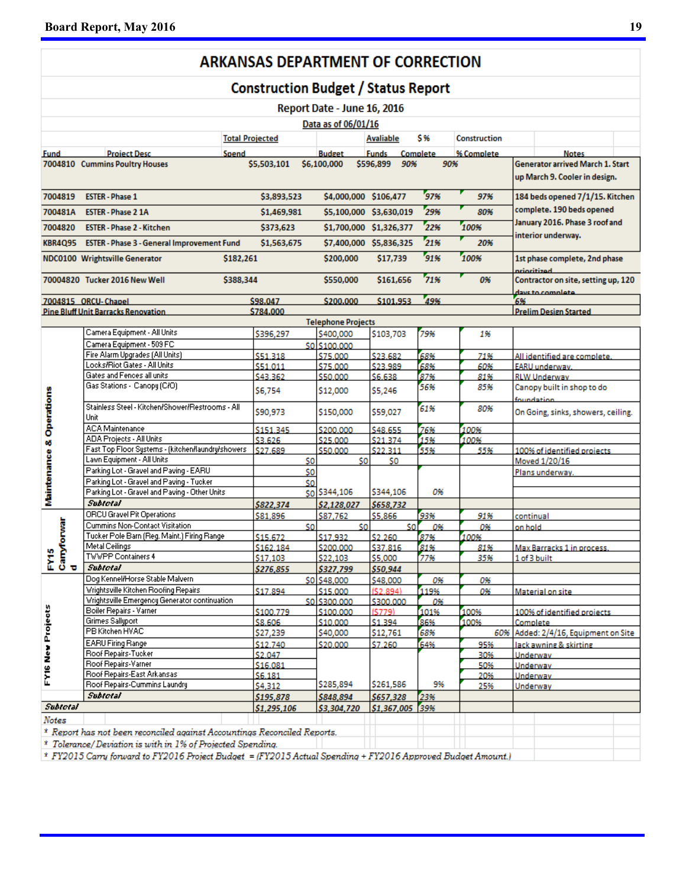# ARKANSAS DEPARTMENT OF CORRECTION

## Construction Budget / Status Report

Report Date - June 16, 2016

Data as of 06/01/16

| Fund | Project Desc | Total Projected Spend | Budget | Avaliable Funds | $ % Complete | Construction % Complete | Notes |
|---|---|---|---|---|---|---|---|
| 7004810 | Cummins Poultry Houses | $5,503,101 | $6,100,000 | $596,899 | 90% | 90% | Generator arrived March 1. Start up March 9. Cooler in design. |
| 7004819 | ESTER - Phase 1 | $3,893,523 | $4,000,000 | $106,477 | 97% | 97% | 184 beds opened 7/1/15. Kitchen complete. 190 beds opened January 2016. Phase 3 roof and interior underway. |
| 700481A | ESTER - Phase 2 1A | $1,469,981 | $5,100,000 | $3,630,019 | 29% | 80% | |
| 7004820 | ESTER - Phase 2 - Kitchen | $373,623 | $1,700,000 | $1,326,377 | 22% | 100% | |
| KBR4Q95 | ESTER - Phase 3 - General Improvement Fund | $1,563,675 | $7,400,000 | $5,836,325 | 21% | 20% | |
| NDC0100 | Wrightsville Generator | $182,261 | $200,000 | $17,739 | 91% | 100% | 1st phase complete, 2nd phase prioritized |
| 70004820 | Tucker 2016 New Well | $388,344 | $550,000 | $161,656 | 71% | 0% | Contractor on site, setting up, 120 days to complete |
| 7004815 | ORCU- Chapel | $98,047 | $200,000 | $101,953 | 49% | | 6% |
| Pine Bluff Unit Barracks Renovation | | $784,000 | | | | | Prelim Design Started |

| Category | Telephone Projects | Total Projected Spend | Budget | Avaliable Funds | $ % Complete | Construction % Complete | Notes |
|---|---|---|---|---|---|---|---|
| Maintenance & Operations | Camera Equipment - All Units | $396,297 | $400,000 | $103,703 | 79% | 1% | |
| | Camera Equipment - 509 FC | $0 | $100,000 | | | | |
| | Fire Alarm Upgrades (All Units) | $51,318 | $75,000 | $23,682 | 68% | 71% | All identified are complete. |
| | Locks/Riot Gates - All Units | $51,011 | $75,000 | $23,989 | 68% | 60% | EARU underway. |
| | Gates and Fences all units | $43,362 | $50,000 | $6,638 | 87% | 81% | RLW Underway |
| | Gas Stations - Canopy (C/O) | $6,754 | $12,000 | $5,246 | 56% | 85% | Canopy built in shop to do foundation |
| | Stainless Steel - Kitchen/Shower/Restrooms - All Unit | $90,973 | $150,000 | $59,027 | 61% | 80% | On Going, sinks, showers, ceiling. |
| | ACA Maintenance | $151,345 | $200,000 | $48,655 | 76% | 100% | |
| | ADA Projects - All Units | $3,626 | $25,000 | $21,374 | 15% | 100% | |
| | Fast Top Floor Systems - (kitchen/laundry/showers | $27,689 | $50,000 | $22,311 | 55% | 55% | 100% of identified projects |
| | Lawn Equipment - All Units | $0 | $0 | $0 | | | Moved 1/20/16 |
| | Parking Lot - Gravel and Paving - EARU | $0 | | | | | Plans underway. |
| | Parking Lot - Gravel and Paving - Tucker | $0 | | | | | |
| | Parking Lot - Gravel and Paving - Other Units | $0 | $344,106 | $344,106 | 0% | | |
| | *Subtotal* | $822,374 | $2,128,027 | $658,732 | | | |
| FY15 Carryforward | ORCU Gravel Pit Operations | $81,896 | $87,762 | $5,866 | 93% | 91% | continual |
| | Cummins Non-Contact Visitation | $0 | $0 | $0 | 0% | 0% | on hold |
| | Tucker Pole Barn (Reg. Maint.) Firing Range | $15,672 | $17,932 | $2,260 | 87% | 100% | |
| | Metal Ceilings | $162,184 | $200,000 | $37,816 | 81% | 81% | Max Barracks 1 in process. |
| | TWWPP Containers 4 | $17,103 | $22,103 | $5,000 | 77% | 35% | 1 of 3 built |
| | *Subtotal* | $276,855 | $327,799 | $50,944 | | | |
| FY16 New Projects | Dog Kennel/Horse Stable Malvern | $0 | $48,000 | $48,000 | 0% | 0% | |
| | Wrightsville Kitchen Roofing Repairs | $17,894 | $15,000 | ($2,894) | 119% | 0% | Material on site |
| | Wrightsville Emergency Generator continuation | $0 | $300,000 | $300,000 | 0% | | |
| | Boiler Repairs - Varner | $100,779 | $100,000 | ($779) | 101% | 100% | 100% of identified projects |
| | Grimes Sallyport | $8,606 | $10,000 | $1,394 | 86% | 100% | Complete |
| | PB Kitchen HVAC | $27,239 | $40,000 | $12,761 | 68% | 60% | Added: 2/4/16, Equipment on Site |
| | EARU Firing Range | $12,740 | $20,000 | $7,260 | 64% | 95% | lack awning & skirting |
| | Roof Repairs-Tucker | $2,047 | | | | 30% | Underway |
| | Roof Repairs-Varner | $16,081 | | | | 50% | Underway |
| | Roof Repairs-East Arkansas | $6,181 | | | | 20% | Underway |
| | Roof Repairs-Cummins Laundry | $4,312 | $285,894 | $261,586 | 9% | 25% | Underway |
| | *Subtotal* | $195,878 | $848,894 | $657,328 | 23% | | |
| *Subtotal* | | $1,295,106 | $3,304,720 | $1,367,005 | 39% | | |

*Notes*

* *Report has not been reconciled against Accountings Reconciled Reports.*
* *Tolerance/Deviation is with in 1% of Projected Spending.*
* *FY2015 Carry forward to FY2016 Project Budget = (FY2015 Actual Spending + FY2016 Approved Budget Amount.)*